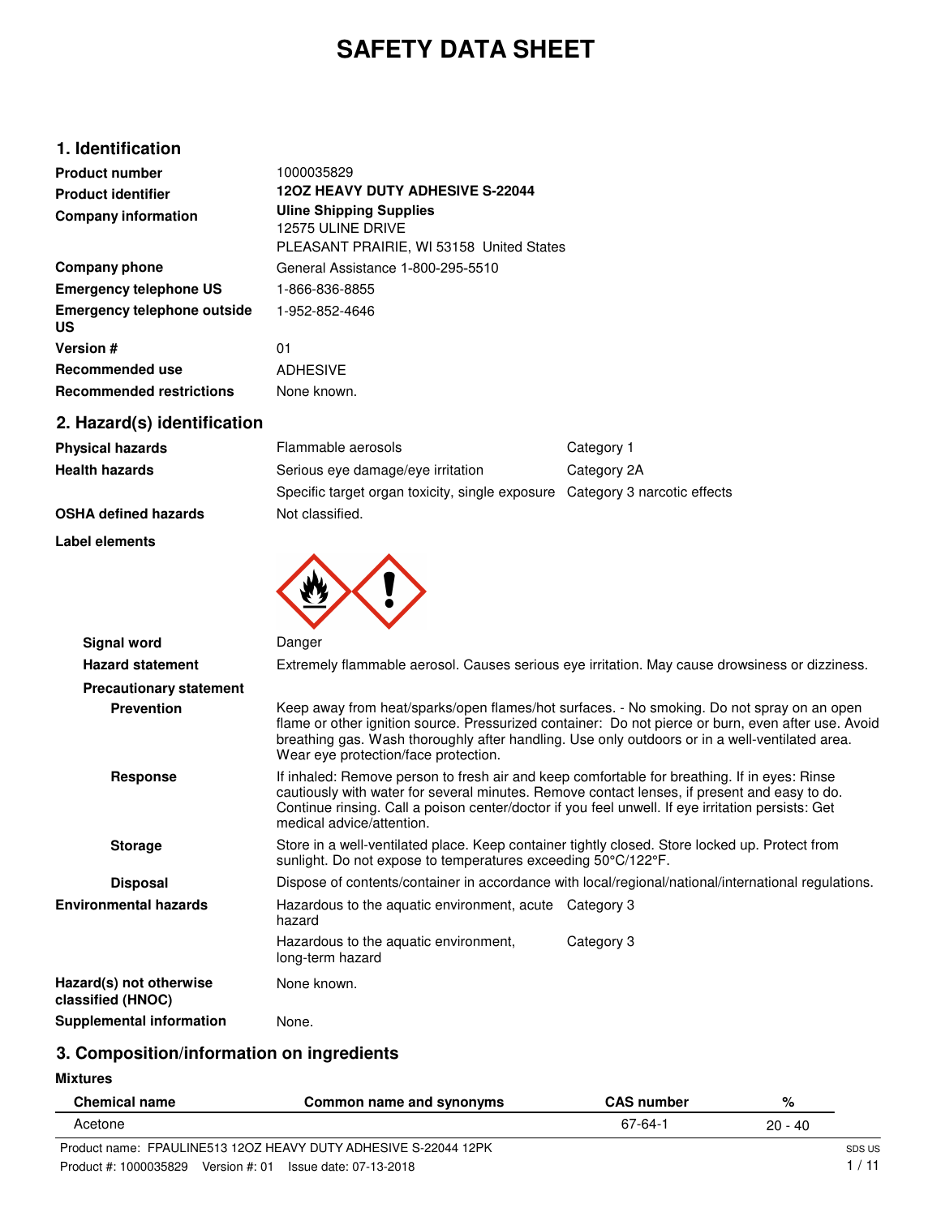# SAFETY DATA SHEET

## 1. Identification

| | |
|---|---|
| **Product number** | 1000035829 |
| **Product identifier** | **12OZ HEAVY DUTY ADHESIVE S-22044** |
| **Company information** | **Uline Shipping Supplies**<br>12575 ULINE DRIVE<br>PLEASANT PRAIRIE, WI 53158 United States |
| **Company phone** | General Assistance 1-800-295-5510 |
| **Emergency telephone US** | 1-866-836-8855 |
| **Emergency telephone outside US** | 1-952-852-4646 |
| **Version #** | 01 |
| **Recommended use** | ADHESIVE |
| **Recommended restrictions** | None known. |

## 2. Hazard(s) identification

| | | |
|---|---|---|
| **Physical hazards** | Flammable aerosols | Category 1 |
| **Health hazards** | Serious eye damage/eye irritation | Category 2A |
| | Specific target organ toxicity, single exposure | Category 3 narcotic effects |
| **OSHA defined hazards** | Not classified. | |

**Label elements**

**Signal word** Danger

**Hazard statement** Extremely flammable aerosol. Causes serious eye irritation. May cause drowsiness or dizziness.

**Precautionary statement**

**Prevention** Keep away from heat/sparks/open flames/hot surfaces. - No smoking. Do not spray on an open flame or other ignition source. Pressurized container: Do not pierce or burn, even after use. Avoid breathing gas. Wash thoroughly after handling. Use only outdoors or in a well-ventilated area. Wear eye protection/face protection.

**Response** If inhaled: Remove person to fresh air and keep comfortable for breathing. If in eyes: Rinse cautiously with water for several minutes. Remove contact lenses, if present and easy to do. Continue rinsing. Call a poison center/doctor if you feel unwell. If eye irritation persists: Get medical advice/attention.

**Storage** Store in a well-ventilated place. Keep container tightly closed. Store locked up. Protect from sunlight. Do not expose to temperatures exceeding 50°C/122°F.

**Disposal** Dispose of contents/container in accordance with local/regional/national/international regulations.

| | | |
|---|---|---|
| **Environmental hazards** | Hazardous to the aquatic environment, acute hazard | Category 3 |
| | Hazardous to the aquatic environment, long-term hazard | Category 3 |
| **Hazard(s) not otherwise classified (HNOC)** | None known. | |
| **Supplemental information** | None. | |

## 3. Composition/information on ingredients

**Mixtures**

| Chemical name | Common name and synonyms | CAS number | % |
|---|---|---|---|
| Acetone | | 67-64-1 | 20 - 40 |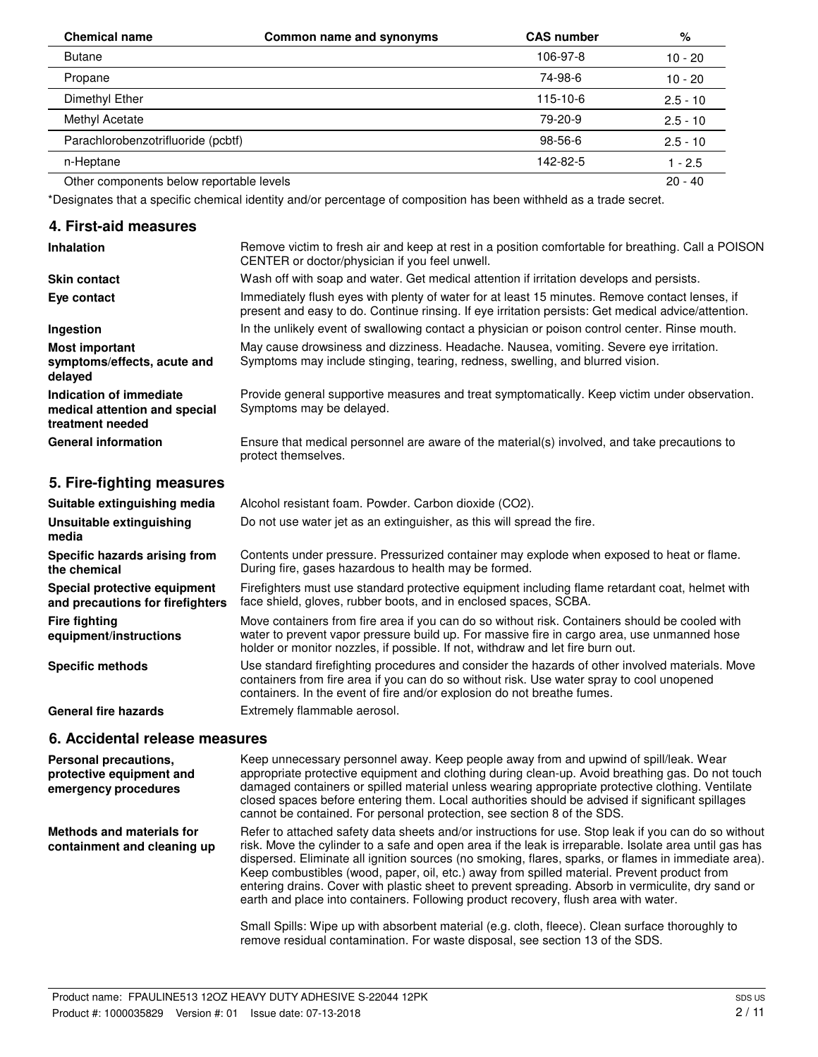| Chemical name | Common name and synonyms | CAS number | % |
|---|---|---|---|
| Butane | | 106-97-8 | 10 - 20 |
| Propane | | 74-98-6 | 10 - 20 |
| Dimethyl Ether | | 115-10-6 | 2.5 - 10 |
| Methyl Acetate | | 79-20-9 | 2.5 - 10 |
| Parachlorobenzotrifluoride (pcbtf) | | 98-56-6 | 2.5 - 10 |
| n-Heptane | | 142-82-5 | 1 - 2.5 |
| Other components below reportable levels | | | 20 - 40 |

*Designates that a specific chemical identity and/or percentage of composition has been withheld as a trade secret.

## 4. First-aid measures

**Inhalation**
Remove victim to fresh air and keep at rest in a position comfortable for breathing. Call a POISON CENTER or doctor/physician if you feel unwell.

**Skin contact**
Wash off with soap and water. Get medical attention if irritation develops and persists.

**Eye contact**
Immediately flush eyes with plenty of water for at least 15 minutes. Remove contact lenses, if present and easy to do. Continue rinsing. If eye irritation persists: Get medical advice/attention.

**Ingestion**
In the unlikely event of swallowing contact a physician or poison control center. Rinse mouth.

**Most important symptoms/effects, acute and delayed**
May cause drowsiness and dizziness. Headache. Nausea, vomiting. Severe eye irritation. Symptoms may include stinging, tearing, redness, swelling, and blurred vision.

**Indication of immediate medical attention and special treatment needed**
Provide general supportive measures and treat symptomatically. Keep victim under observation. Symptoms may be delayed.

**General information**
Ensure that medical personnel are aware of the material(s) involved, and take precautions to protect themselves.

## 5. Fire-fighting measures

**Suitable extinguishing media**
Alcohol resistant foam. Powder. Carbon dioxide ($CO_2$).

**Unsuitable extinguishing media**
Do not use water jet as an extinguisher, as this will spread the fire.

**Specific hazards arising from the chemical**
Contents under pressure. Pressurized container may explode when exposed to heat or flame. During fire, gases hazardous to health may be formed.

**Special protective equipment and precautions for firefighters**
Firefighters must use standard protective equipment including flame retardant coat, helmet with face shield, gloves, rubber boots, and in enclosed spaces, SCBA.

**Fire fighting equipment/instructions**
Move containers from fire area if you can do so without risk. Containers should be cooled with water to prevent vapor pressure build up. For massive fire in cargo area, use unmanned hose holder or monitor nozzles, if possible. If not, withdraw and let fire burn out.

**Specific methods**
Use standard firefighting procedures and consider the hazards of other involved materials. Move containers from fire area if you can do so without risk. Use water spray to cool unopened containers. In the event of fire and/or explosion do not breathe fumes.

**General fire hazards**
Extremely flammable aerosol.

## 6. Accidental release measures

**Personal precautions, protective equipment and emergency procedures**
Keep unnecessary personnel away. Keep people away from and upwind of spill/leak. Wear appropriate protective equipment and clothing during clean-up. Avoid breathing gas. Do not touch damaged containers or spilled material unless wearing appropriate protective clothing. Ventilate closed spaces before entering them. Local authorities should be advised if significant spillages cannot be contained. For personal protection, see section 8 of the SDS.

**Methods and materials for containment and cleaning up**
Refer to attached safety data sheets and/or instructions for use. Stop leak if you can do so without risk. Move the cylinder to a safe and open area if the leak is irreparable. Isolate area until gas has dispersed. Eliminate all ignition sources (no smoking, flares, sparks, or flames in immediate area). Keep combustibles (wood, paper, oil, etc.) away from spilled material. Prevent product from entering drains. Cover with plastic sheet to prevent spreading. Absorb in vermiculite, dry sand or earth and place into containers. Following product recovery, flush area with water.

Small Spills: Wipe up with absorbent material (e.g. cloth, fleece). Clean surface thoroughly to remove residual contamination. For waste disposal, see section 13 of the SDS.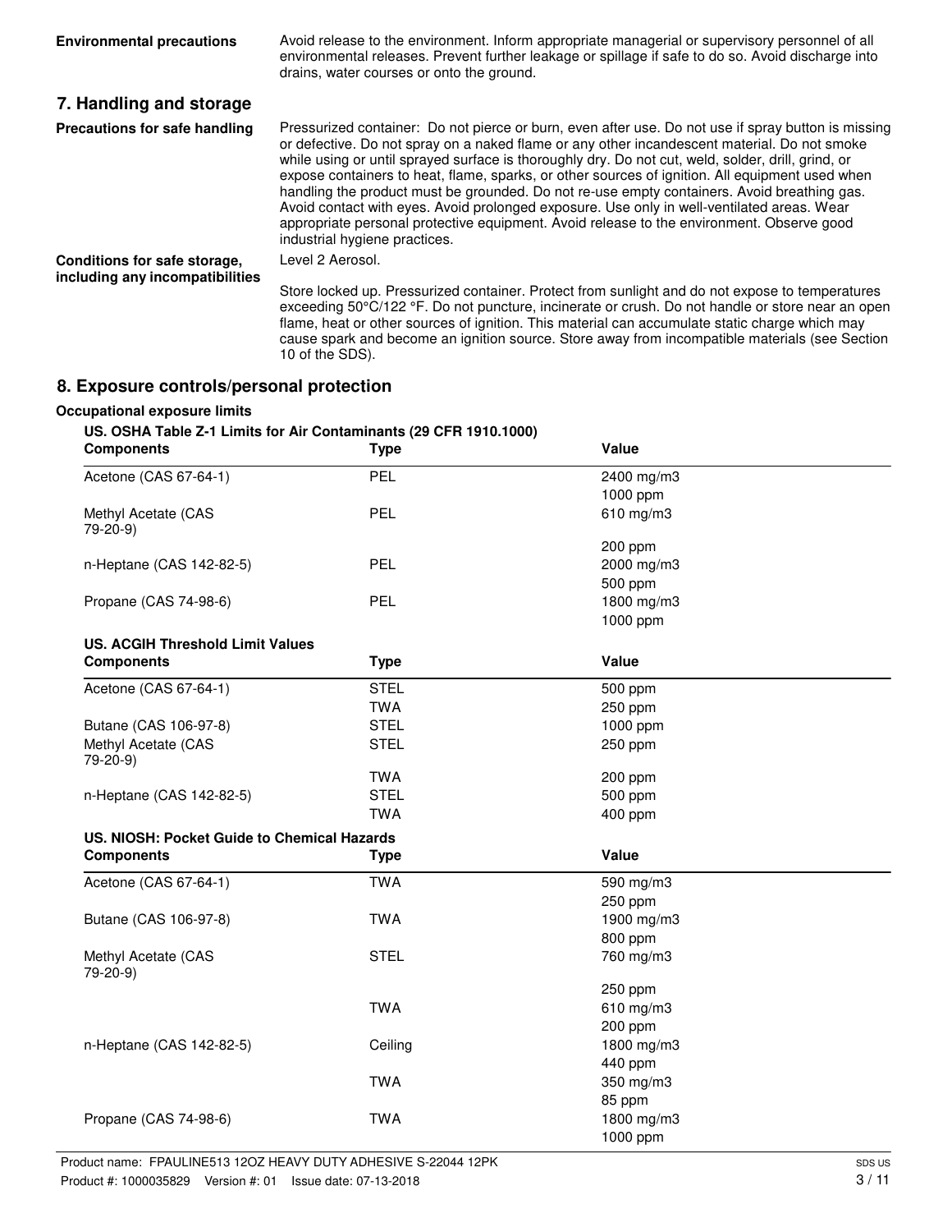**Environmental precautions**

Avoid release to the environment. Inform appropriate managerial or supervisory personnel of all environmental releases. Prevent further leakage or spillage if safe to do so. Avoid discharge into drains, water courses or onto the ground.

## 7. Handling and storage

**Precautions for safe handling**

Pressurized container: Do not pierce or burn, even after use. Do not use if spray button is missing or defective. Do not spray on a naked flame or any other incandescent material. Do not smoke while using or until sprayed surface is thoroughly dry. Do not cut, weld, solder, drill, grind, or expose containers to heat, flame, sparks, or other sources of ignition. All equipment used when handling the product must be grounded. Do not re-use empty containers. Avoid breathing gas. Avoid contact with eyes. Avoid prolonged exposure. Use only in well-ventilated areas. Wear appropriate personal protective equipment. Avoid release to the environment. Observe good industrial hygiene practices.

**Conditions for safe storage, including any incompatibilities**

Level 2 Aerosol.

Store locked up. Pressurized container. Protect from sunlight and do not expose to temperatures exceeding 50°C/122 °F. Do not puncture, incinerate or crush. Do not handle or store near an open flame, heat or other sources of ignition. This material can accumulate static charge which may cause spark and become an ignition source. Store away from incompatible materials (see Section 10 of the SDS).

## 8. Exposure controls/personal protection

**Occupational exposure limits**

**US. OSHA Table Z-1 Limits for Air Contaminants (29 CFR 1910.1000)**

| Components | Type | Value |
|---|---|---|
| Acetone (CAS 67-64-1) | PEL | 2400 mg/m3 |
| | | 1000 ppm |
| Methyl Acetate (CAS 79-20-9) | PEL | 610 mg/m3 |
| | | 200 ppm |
| n-Heptane (CAS 142-82-5) | PEL | 2000 mg/m3 |
| | | 500 ppm |
| Propane (CAS 74-98-6) | PEL | 1800 mg/m3 |
| | | 1000 ppm |

**US. ACGIH Threshold Limit Values**

| Components | Type | Value |
|---|---|---|
| Acetone (CAS 67-64-1) | STEL | 500 ppm |
| | TWA | 250 ppm |
| Butane (CAS 106-97-8) | STEL | 1000 ppm |
| Methyl Acetate (CAS 79-20-9) | STEL | 250 ppm |
| | TWA | 200 ppm |
| n-Heptane (CAS 142-82-5) | STEL | 500 ppm |
| | TWA | 400 ppm |

**US. NIOSH: Pocket Guide to Chemical Hazards**

| Components | Type | Value |
|---|---|---|
| Acetone (CAS 67-64-1) | TWA | 590 mg/m3 |
| | | 250 ppm |
| Butane (CAS 106-97-8) | TWA | 1900 mg/m3 |
| | | 800 ppm |
| Methyl Acetate (CAS 79-20-9) | STEL | 760 mg/m3 |
| | | 250 ppm |
| | TWA | 610 mg/m3 |
| | | 200 ppm |
| n-Heptane (CAS 142-82-5) | Ceiling | 1800 mg/m3 |
| | | 440 ppm |
| | TWA | 350 mg/m3 |
| | | 85 ppm |
| Propane (CAS 74-98-6) | TWA | 1800 mg/m3 |
| | | 1000 ppm |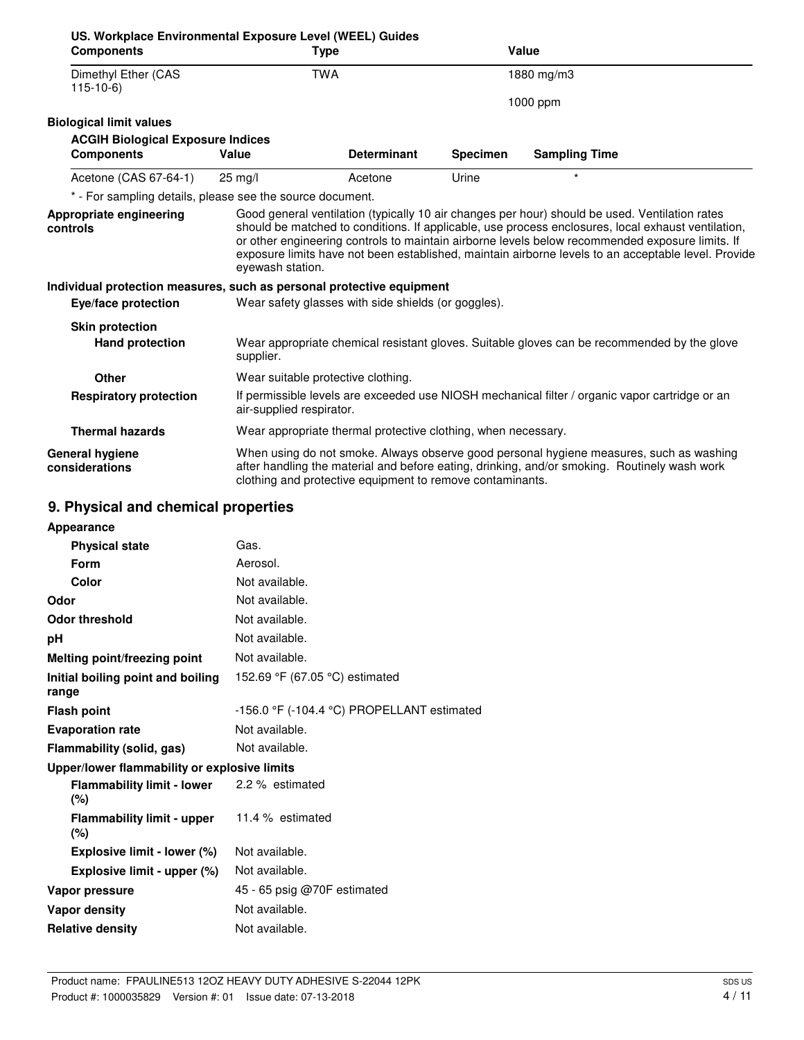**US. Workplace Environmental Exposure Level (WEEL) Guides**

| Components | Type | Value |
|---|---|---|
| Dimethyl Ether (CAS 115-10-6) | TWA | 1880 mg/m3 |
| | | 1000 ppm |

**Biological limit values**

**ACGIH Biological Exposure Indices**

| Components | Value | Determinant | Specimen | Sampling Time |
|---|---|---|---|---|
| Acetone (CAS 67-64-1) | 25 mg/l | Acetone | Urine | * |

* - For sampling details, please see the source document.

**Appropriate engineering controls**
Good general ventilation (typically 10 air changes per hour) should be used. Ventilation rates should be matched to conditions. If applicable, use process enclosures, local exhaust ventilation, or other engineering controls to maintain airborne levels below recommended exposure limits. If exposure limits have not been established, maintain airborne levels to an acceptable level. Provide eyewash station.

**Individual protection measures, such as personal protective equipment**

**Eye/face protection**
Wear safety glasses with side shields (or goggles).

**Skin protection**

**Hand protection**
Wear appropriate chemical resistant gloves. Suitable gloves can be recommended by the glove supplier.

**Other**
Wear suitable protective clothing.

**Respiratory protection**
If permissible levels are exceeded use NIOSH mechanical filter / organic vapor cartridge or an air-supplied respirator.

**Thermal hazards**
Wear appropriate thermal protective clothing, when necessary.

**General hygiene considerations**
When using do not smoke. Always observe good personal hygiene measures, such as washing after handling the material and before eating, drinking, and/or smoking. Routinely wash work clothing and protective equipment to remove contaminants.

## 9. Physical and chemical properties

**Appearance**

| | |
|---|---|
| **Physical state** | Gas. |
| **Form** | Aerosol. |
| **Color** | Not available. |
| **Odor** | Not available. |
| **Odor threshold** | Not available. |
| **pH** | Not available. |
| **Melting point/freezing point** | Not available. |
| **Initial boiling point and boiling range** | 152.69 °F (67.05 °C) estimated |
| **Flash point** | -156.0 °F (-104.4 °C) PROPELLANT estimated |
| **Evaporation rate** | Not available. |
| **Flammability (solid, gas)** | Not available. |

**Upper/lower flammability or explosive limits**

| | |
|---|---|
| **Flammability limit - lower (%)** | 2.2 % estimated |
| **Flammability limit - upper (%)** | 11.4 % estimated |
| **Explosive limit - lower (%)** | Not available. |
| **Explosive limit - upper (%)** | Not available. |
| **Vapor pressure** | 45 - 65 psig @70F estimated |
| **Vapor density** | Not available. |
| **Relative density** | Not available. |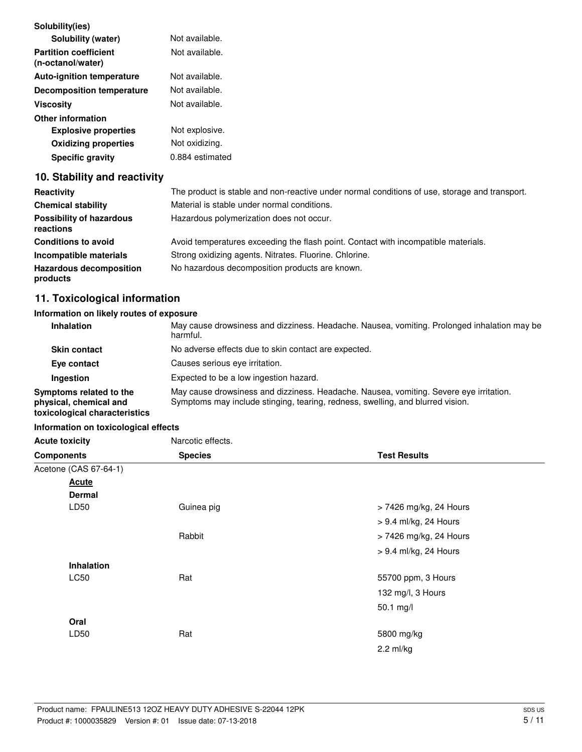| | |
|---|---|
| **Solubility(ies)** | |
| **Solubility (water)** | Not available. |
| **Partition coefficient (n-octanol/water)** | Not available. |
| **Auto-ignition temperature** | Not available. |
| **Decomposition temperature** | Not available. |
| **Viscosity** | Not available. |
| **Other information** | |
| **Explosive properties** | Not explosive. |
| **Oxidizing properties** | Not oxidizing. |
| **Specific gravity** | 0.884 estimated |

## 10. Stability and reactivity

| | |
|---|---|
| **Reactivity** | The product is stable and non-reactive under normal conditions of use, storage and transport. |
| **Chemical stability** | Material is stable under normal conditions. |
| **Possibility of hazardous reactions** | Hazardous polymerization does not occur. |
| **Conditions to avoid** | Avoid temperatures exceeding the flash point. Contact with incompatible materials. |
| **Incompatible materials** | Strong oxidizing agents. Nitrates. Fluorine. Chlorine. |
| **Hazardous decomposition products** | No hazardous decomposition products are known. |

## 11. Toxicological information

### Information on likely routes of exposure

| | |
|---|---|
| **Inhalation** | May cause drowsiness and dizziness. Headache. Nausea, vomiting. Prolonged inhalation may be harmful. |
| **Skin contact** | No adverse effects due to skin contact are expected. |
| **Eye contact** | Causes serious eye irritation. |
| **Ingestion** | Expected to be a low ingestion hazard. |
| **Symptoms related to the physical, chemical and toxicological characteristics** | May cause drowsiness and dizziness. Headache. Nausea, vomiting. Severe eye irritation. Symptoms may include stinging, tearing, redness, swelling, and blurred vision. |

### Information on toxicological effects

**Acute toxicity** Narcotic effects.

| Components | Species | Test Results |
|---|---|---|
| Acetone (CAS 67-64-1) | | |
| **Acute** | | |
| **Dermal** | | |
| LD50 | Guinea pig | > 7426 mg/kg, 24 Hours |
| | | > 9.4 ml/kg, 24 Hours |
| | Rabbit | > 7426 mg/kg, 24 Hours |
| | | > 9.4 ml/kg, 24 Hours |
| **Inhalation** | | |
| LC50 | Rat | 55700 ppm, 3 Hours |
| | | 132 mg/l, 3 Hours |
| | | 50.1 mg/l |
| **Oral** | | |
| LD50 | Rat | 5800 mg/kg |
| | | 2.2 ml/kg |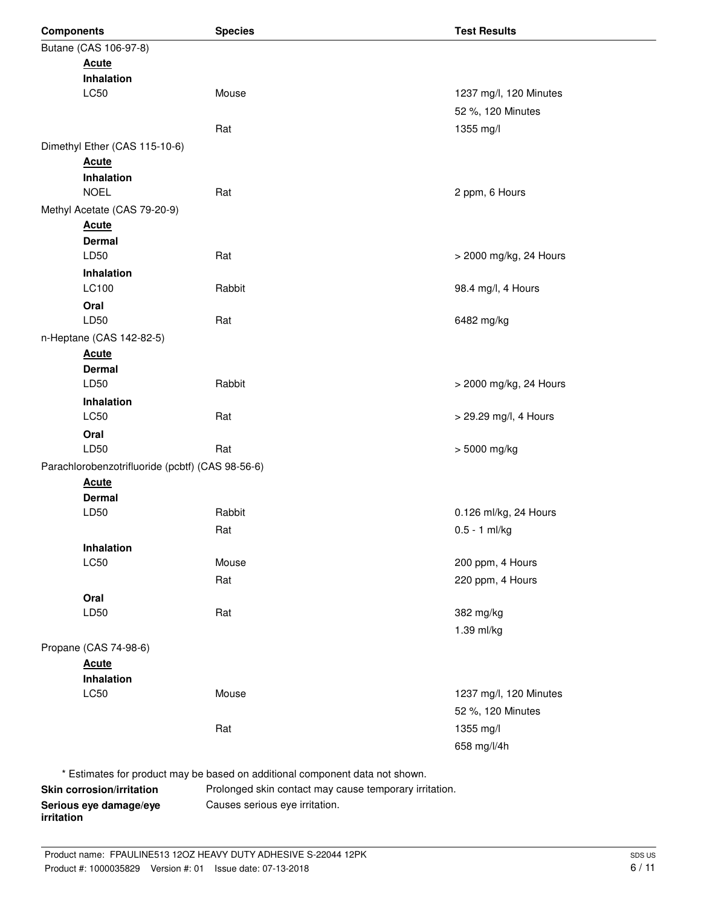| Components | Species | Test Results |
|---|---|---|
| Butane (CAS 106-97-8) | | |
| **Acute** | | |
| **Inhalation** | | |
| LC50 | Mouse | 1237 mg/l, 120 Minutes |
| | | 52 %, 120 Minutes |
| | Rat | 1355 mg/l |
| Dimethyl Ether (CAS 115-10-6) | | |
| **Acute** | | |
| **Inhalation** | | |
| NOEL | Rat | 2 ppm, 6 Hours |
| Methyl Acetate (CAS 79-20-9) | | |
| **Acute** | | |
| **Dermal** | | |
| LD50 | Rat | > 2000 mg/kg, 24 Hours |
| **Inhalation** | | |
| LC100 | Rabbit | 98.4 mg/l, 4 Hours |
| **Oral** | | |
| LD50 | Rat | 6482 mg/kg |
| n-Heptane (CAS 142-82-5) | | |
| **Acute** | | |
| **Dermal** | | |
| LD50 | Rabbit | > 2000 mg/kg, 24 Hours |
| **Inhalation** | | |
| LC50 | Rat | > 29.29 mg/l, 4 Hours |
| **Oral** | | |
| LD50 | Rat | > 5000 mg/kg |
| Parachlorobenzotrifluoride (pcbtf) (CAS 98-56-6) | | |
| **Acute** | | |
| **Dermal** | | |
| LD50 | Rabbit | 0.126 ml/kg, 24 Hours |
| | Rat | 0.5 - 1 ml/kg |
| **Inhalation** | | |
| LC50 | Mouse | 200 ppm, 4 Hours |
| | Rat | 220 ppm, 4 Hours |
| **Oral** | | |
| LD50 | Rat | 382 mg/kg |
| | | 1.39 ml/kg |
| Propane (CAS 74-98-6) | | |
| **Acute** | | |
| **Inhalation** | | |
| LC50 | Mouse | 1237 mg/l, 120 Minutes |
| | | 52 %, 120 Minutes |
| | Rat | 1355 mg/l |
| | | 658 mg/l/4h |

\* Estimates for product may be based on additional component data not shown.

**Skin corrosion/irritation** Prolonged skin contact may cause temporary irritation.

**Serious eye damage/eye irritation** Causes serious eye irritation.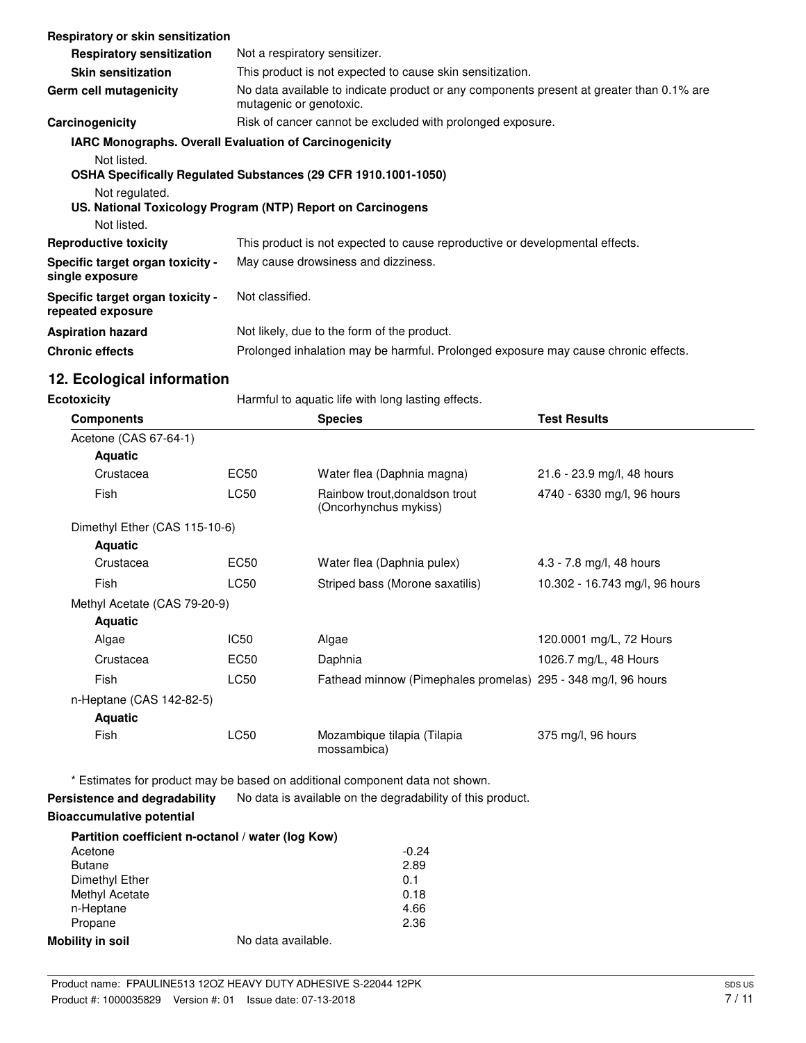**Respiratory or skin sensitization**

| | |
|---|---|
| **Respiratory sensitization** | Not a respiratory sensitizer. |
| **Skin sensitization** | This product is not expected to cause skin sensitization. |
| **Germ cell mutagenicity** | No data available to indicate product or any components present at greater than 0.1% are mutagenic or genotoxic. |
| **Carcinogenicity** | Risk of cancer cannot be excluded with prolonged exposure. |

**IARC Monographs. Overall Evaluation of Carcinogenicity**

Not listed.

**OSHA Specifically Regulated Substances (29 CFR 1910.1001-1050)**

Not regulated.

**US. National Toxicology Program (NTP) Report on Carcinogens**

Not listed.

| | |
|---|---|
| **Reproductive toxicity** | This product is not expected to cause reproductive or developmental effects. |
| **Specific target organ toxicity - single exposure** | May cause drowsiness and dizziness. |
| **Specific target organ toxicity - repeated exposure** | Not classified. |
| **Aspiration hazard** | Not likely, due to the form of the product. |
| **Chronic effects** | Prolonged inhalation may be harmful. Prolonged exposure may cause chronic effects. |

## 12. Ecological information

**Ecotoxicity** Harmful to aquatic life with long lasting effects.

| Components | | Species | Test Results |
|---|---|---|---|
| Acetone (CAS 67-64-1) | | | |
| **Aquatic** | | | |
| Crustacea | EC50 | Water flea (Daphnia magna) | 21.6 - 23.9 mg/l, 48 hours |
| Fish | LC50 | Rainbow trout,donaldson trout (Oncorhynchus mykiss) | 4740 - 6330 mg/l, 96 hours |
| Dimethyl Ether (CAS 115-10-6) | | | |
| **Aquatic** | | | |
| Crustacea | EC50 | Water flea (Daphnia pulex) | 4.3 - 7.8 mg/l, 48 hours |
| Fish | LC50 | Striped bass (Morone saxatilis) | 10.302 - 16.743 mg/l, 96 hours |
| Methyl Acetate (CAS 79-20-9) | | | |
| **Aquatic** | | | |
| Algae | IC50 | Algae | 120.0001 mg/L, 72 Hours |
| Crustacea | EC50 | Daphnia | 1026.7 mg/L, 48 Hours |
| Fish | LC50 | Fathead minnow (Pimephales promelas) | 295 - 348 mg/l, 96 hours |
| n-Heptane (CAS 142-82-5) | | | |
| **Aquatic** | | | |
| Fish | LC50 | Mozambique tilapia (Tilapia mossambica) | 375 mg/l, 96 hours |

\* Estimates for product may be based on additional component data not shown.

**Persistence and degradability** No data is available on the degradability of this product.

**Bioaccumulative potential**

**Partition coefficient n-octanol / water (log Kow)**

| | |
|---|---|
| Acetone | -0.24 |
| Butane | 2.89 |
| Dimethyl Ether | 0.1 |
| Methyl Acetate | 0.18 |
| n-Heptane | 4.66 |
| Propane | 2.36 |

**Mobility in soil** No data available.

Product name: FPAULINE513 12OZ HEAVY DUTY ADHESIVE S-22044 12PK
Product #: 1000035829 Version #: 01 Issue date: 07-13-2018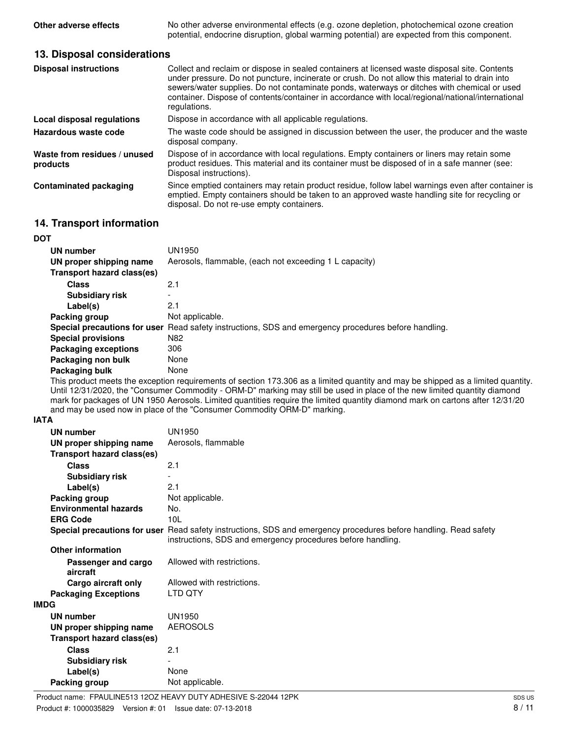| | |
|---|---|
| **Other adverse effects** | No other adverse environmental effects (e.g. ozone depletion, photochemical ozone creation potential, endocrine disruption, global warming potential) are expected from this component. |

## 13. Disposal considerations

| | |
|---|---|
| **Disposal instructions** | Collect and reclaim or dispose in sealed containers at licensed waste disposal site. Contents under pressure. Do not puncture, incinerate or crush. Do not allow this material to drain into sewers/water supplies. Do not contaminate ponds, waterways or ditches with chemical or used container. Dispose of contents/container in accordance with local/regional/national/international regulations. |
| **Local disposal regulations** | Dispose in accordance with all applicable regulations. |
| **Hazardous waste code** | The waste code should be assigned in discussion between the user, the producer and the waste disposal company. |
| **Waste from residues / unused products** | Dispose of in accordance with local regulations. Empty containers or liners may retain some product residues. This material and its container must be disposed of in a safe manner (see: Disposal instructions). |
| **Contaminated packaging** | Since emptied containers may retain product residue, follow label warnings even after container is emptied. Empty containers should be taken to an approved waste handling site for recycling or disposal. Do not re-use empty containers. |

## 14. Transport information

**DOT**

| | |
|---|---|
| **UN number** | UN1950 |
| **UN proper shipping name** | Aerosols, flammable, (each not exceeding 1 L capacity) |
| **Transport hazard class(es)** | |
| **Class** | 2.1 |
| **Subsidiary risk** | - |
| **Label(s)** | 2.1 |
| **Packing group** | Not applicable. |
| **Special precautions for user** | Read safety instructions, SDS and emergency procedures before handling. |
| **Special provisions** | N82 |
| **Packaging exceptions** | 306 |
| **Packaging non bulk** | None |
| **Packaging bulk** | None |

This product meets the exception requirements of section 173.306 as a limited quantity and may be shipped as a limited quantity. Until 12/31/2020, the "Consumer Commodity - ORM-D" marking may still be used in place of the new limited quantity diamond mark for packages of UN 1950 Aerosols. Limited quantities require the limited quantity diamond mark on cartons after 12/31/20 and may be used now in place of the "Consumer Commodity ORM-D" marking.

**IATA**

| | |
|---|---|
| **UN number** | UN1950 |
| **UN proper shipping name** | Aerosols, flammable |
| **Transport hazard class(es)** | |
| **Class** | 2.1 |
| **Subsidiary risk** | - |
| **Label(s)** | 2.1 |
| **Packing group** | Not applicable. |
| **Environmental hazards** | No. |
| **ERG Code** | 10L |
| **Special precautions for user** | Read safety instructions, SDS and emergency procedures before handling. Read safety instructions, SDS and emergency procedures before handling. |
| **Other information** | |
| **Passenger and cargo aircraft** | Allowed with restrictions. |
| **Cargo aircraft only** | Allowed with restrictions. |
| **Packaging Exceptions** | LTD QTY |

**IMDG**

| | |
|---|---|
| **UN number** | UN1950 |
| **UN proper shipping name** | AEROSOLS |
| **Transport hazard class(es)** | |
| **Class** | 2.1 |
| **Subsidiary risk** | - |
| **Label(s)** | None |
| **Packing group** | Not applicable. |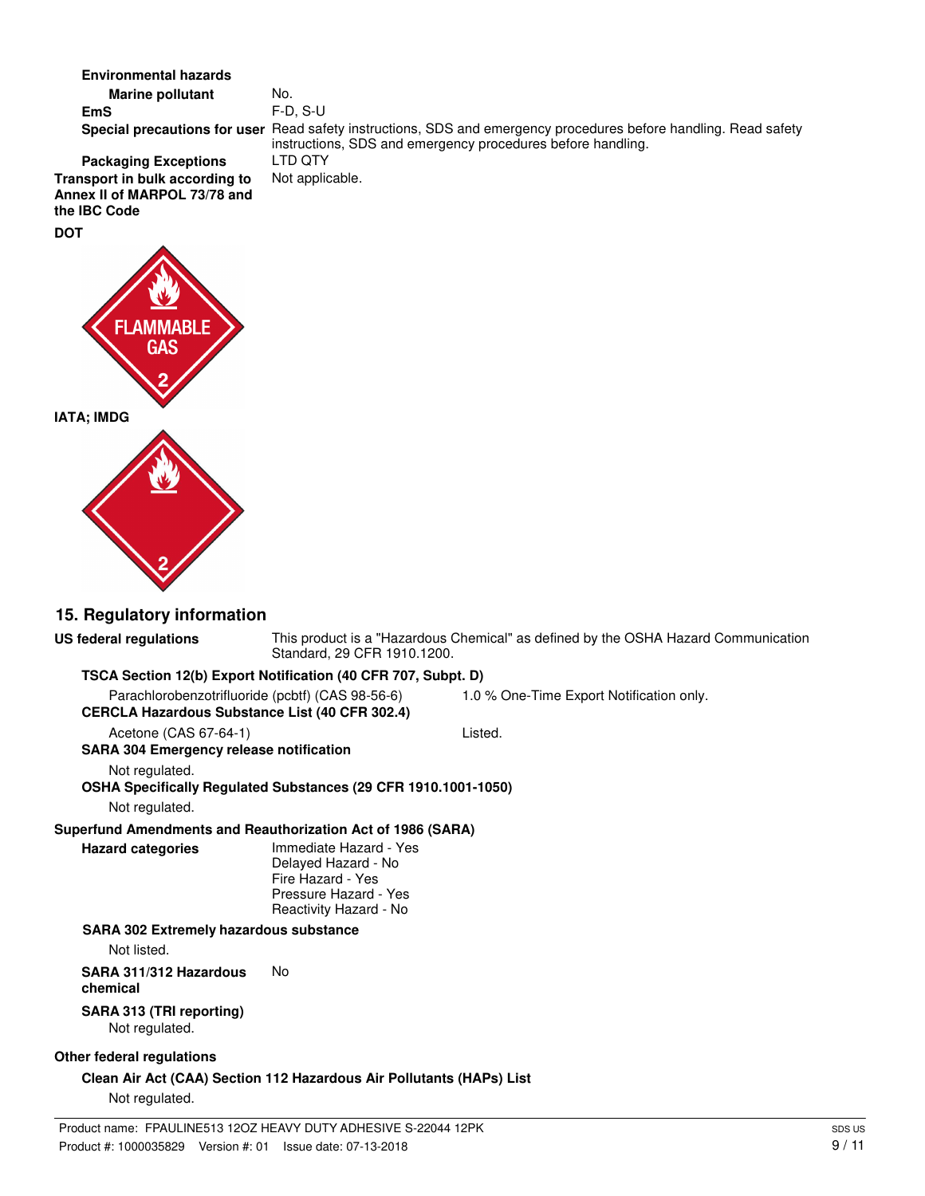**Environmental hazards**

**Marine pollutant** No.

**EmS** F-D, S-U

**Special precautions for user** Read safety instructions, SDS and emergency procedures before handling. Read safety instructions, SDS and emergency procedures before handling.

**Packaging Exceptions** LTD QTY

**Transport in bulk according to Annex II of MARPOL 73/78 and the IBC Code** Not applicable.

**DOT**

FLAMMABLE GAS 2

**IATA; IMDG**

2

## 15. Regulatory information

**US federal regulations** This product is a "Hazardous Chemical" as defined by the OSHA Hazard Communication Standard, 29 CFR 1910.1200.

**TSCA Section 12(b) Export Notification (40 CFR 707, Subpt. D)**

Parachlorobenzotrifluoride (pcbtf) (CAS 98-56-6) 1.0 % One-Time Export Notification only.

**CERCLA Hazardous Substance List (40 CFR 302.4)**

Acetone (CAS 67-64-1) Listed.

**SARA 304 Emergency release notification**

Not regulated.

**OSHA Specifically Regulated Substances (29 CFR 1910.1001-1050)**

Not regulated.

**Superfund Amendments and Reauthorization Act of 1986 (SARA)**

**Hazard categories**
Immediate Hazard - Yes
Delayed Hazard - No
Fire Hazard - Yes
Pressure Hazard - Yes
Reactivity Hazard - No

**SARA 302 Extremely hazardous substance**

Not listed.

**SARA 311/312 Hazardous chemical** No

**SARA 313 (TRI reporting)**

Not regulated.

**Other federal regulations**

**Clean Air Act (CAA) Section 112 Hazardous Air Pollutants (HAPs) List**

Not regulated.

Product name: FPAULINE513 12OZ HEAVY DUTY ADHESIVE S-22044 12PK
Product #: 1000035829 Version #: 01 Issue date: 07-13-2018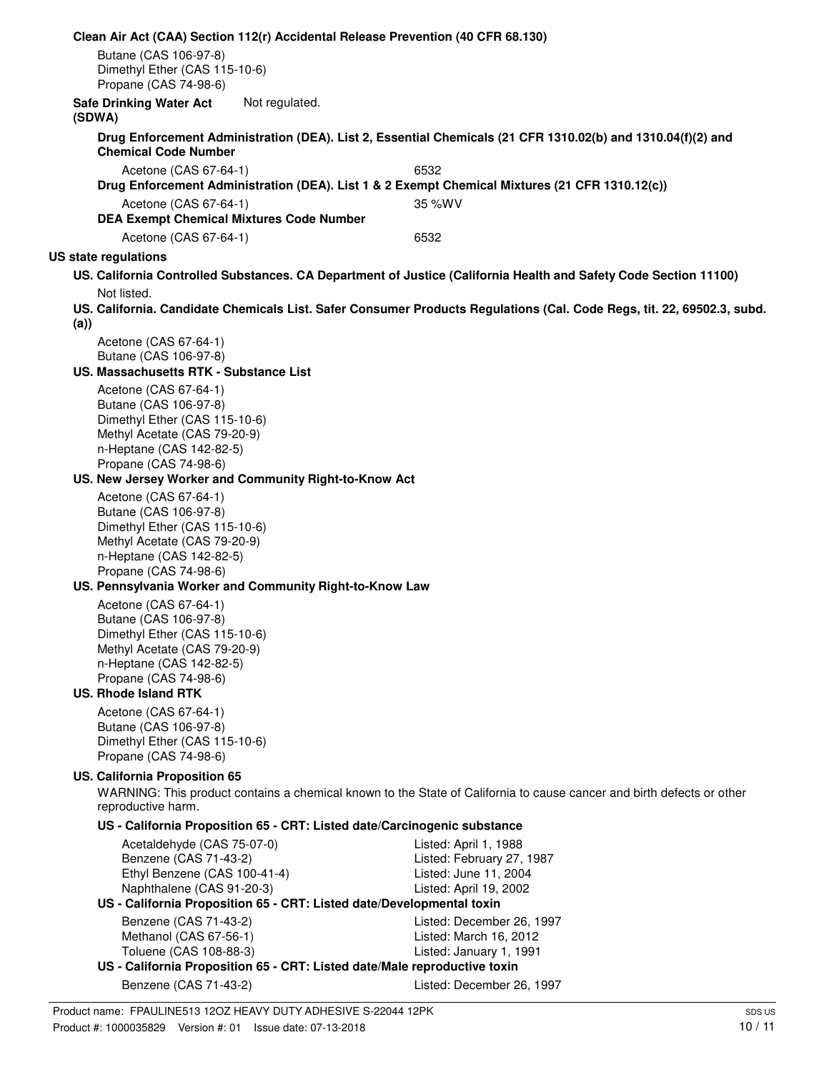**Clean Air Act (CAA) Section 112(r) Accidental Release Prevention (40 CFR 68.130)**

Butane (CAS 106-97-8)
Dimethyl Ether (CAS 115-10-6)
Propane (CAS 74-98-6)

**Safe Drinking Water Act (SDWA)** Not regulated.

**Drug Enforcement Administration (DEA). List 2, Essential Chemicals (21 CFR 1310.02(b) and 1310.04(f)(2) and Chemical Code Number**

| | |
|---|---|
| Acetone (CAS 67-64-1) | 6532 |

**Drug Enforcement Administration (DEA). List 1 & 2 Exempt Chemical Mixtures (21 CFR 1310.12(c))**

| | |
|---|---|
| Acetone (CAS 67-64-1) | 35 %WV |

**DEA Exempt Chemical Mixtures Code Number**

| | |
|---|---|
| Acetone (CAS 67-64-1) | 6532 |

**US state regulations**

**US. California Controlled Substances. CA Department of Justice (California Health and Safety Code Section 11100)**

Not listed.

**US. California. Candidate Chemicals List. Safer Consumer Products Regulations (Cal. Code Regs, tit. 22, 69502.3, subd. (a))**

Acetone (CAS 67-64-1)
Butane (CAS 106-97-8)

**US. Massachusetts RTK - Substance List**

Acetone (CAS 67-64-1)
Butane (CAS 106-97-8)
Dimethyl Ether (CAS 115-10-6)
Methyl Acetate (CAS 79-20-9)
n-Heptane (CAS 142-82-5)
Propane (CAS 74-98-6)

**US. New Jersey Worker and Community Right-to-Know Act**

Acetone (CAS 67-64-1)
Butane (CAS 106-97-8)
Dimethyl Ether (CAS 115-10-6)
Methyl Acetate (CAS 79-20-9)
n-Heptane (CAS 142-82-5)
Propane (CAS 74-98-6)

**US. Pennsylvania Worker and Community Right-to-Know Law**

Acetone (CAS 67-64-1)
Butane (CAS 106-97-8)
Dimethyl Ether (CAS 115-10-6)
Methyl Acetate (CAS 79-20-9)
n-Heptane (CAS 142-82-5)
Propane (CAS 74-98-6)

**US. Rhode Island RTK**

Acetone (CAS 67-64-1)
Butane (CAS 106-97-8)
Dimethyl Ether (CAS 115-10-6)
Propane (CAS 74-98-6)

**US. California Proposition 65**

WARNING: This product contains a chemical known to the State of California to cause cancer and birth defects or other reproductive harm.

**US - California Proposition 65 - CRT: Listed date/Carcinogenic substance**

| | |
|---|---|
| Acetaldehyde (CAS 75-07-0) | Listed: April 1, 1988 |
| Benzene (CAS 71-43-2) | Listed: February 27, 1987 |
| Ethyl Benzene (CAS 100-41-4) | Listed: June 11, 2004 |
| Naphthalene (CAS 91-20-3) | Listed: April 19, 2002 |

**US - California Proposition 65 - CRT: Listed date/Developmental toxin**

| | |
|---|---|
| Benzene (CAS 71-43-2) | Listed: December 26, 1997 |
| Methanol (CAS 67-56-1) | Listed: March 16, 2012 |
| Toluene (CAS 108-88-3) | Listed: January 1, 1991 |

**US - California Proposition 65 - CRT: Listed date/Male reproductive toxin**

| | |
|---|---|
| Benzene (CAS 71-43-2) | Listed: December 26, 1997 |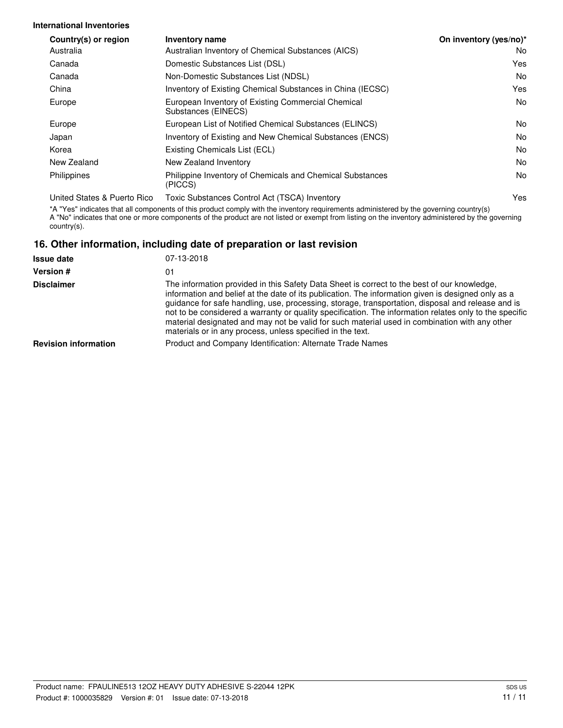**International Inventories**

| Country(s) or region | Inventory name | On inventory (yes/no)* |
|---|---|---|
| Australia | Australian Inventory of Chemical Substances (AICS) | No |
| Canada | Domestic Substances List (DSL) | Yes |
| Canada | Non-Domestic Substances List (NDSL) | No |
| China | Inventory of Existing Chemical Substances in China (IECSC) | Yes |
| Europe | European Inventory of Existing Commercial Chemical Substances (EINECS) | No |
| Europe | European List of Notified Chemical Substances (ELINCS) | No |
| Japan | Inventory of Existing and New Chemical Substances (ENCS) | No |
| Korea | Existing Chemicals List (ECL) | No |
| New Zealand | New Zealand Inventory | No |
| Philippines | Philippine Inventory of Chemicals and Chemical Substances (PICCS) | No |
| United States & Puerto Rico | Toxic Substances Control Act (TSCA) Inventory | Yes |

*A "Yes" indicates that all components of this product comply with the inventory requirements administered by the governing country(s)
A "No" indicates that one or more components of the product are not listed or exempt from listing on the inventory administered by the governing country(s).

## 16. Other information, including date of preparation or last revision

**Issue date** 07-13-2018

**Version #** 01

**Disclaimer** The information provided in this Safety Data Sheet is correct to the best of our knowledge, information and belief at the date of its publication. The information given is designed only as a guidance for safe handling, use, processing, storage, transportation, disposal and release and is not to be considered a warranty or quality specification. The information relates only to the specific material designated and may not be valid for such material used in combination with any other materials or in any process, unless specified in the text.

**Revision information** Product and Company Identification: Alternate Trade Names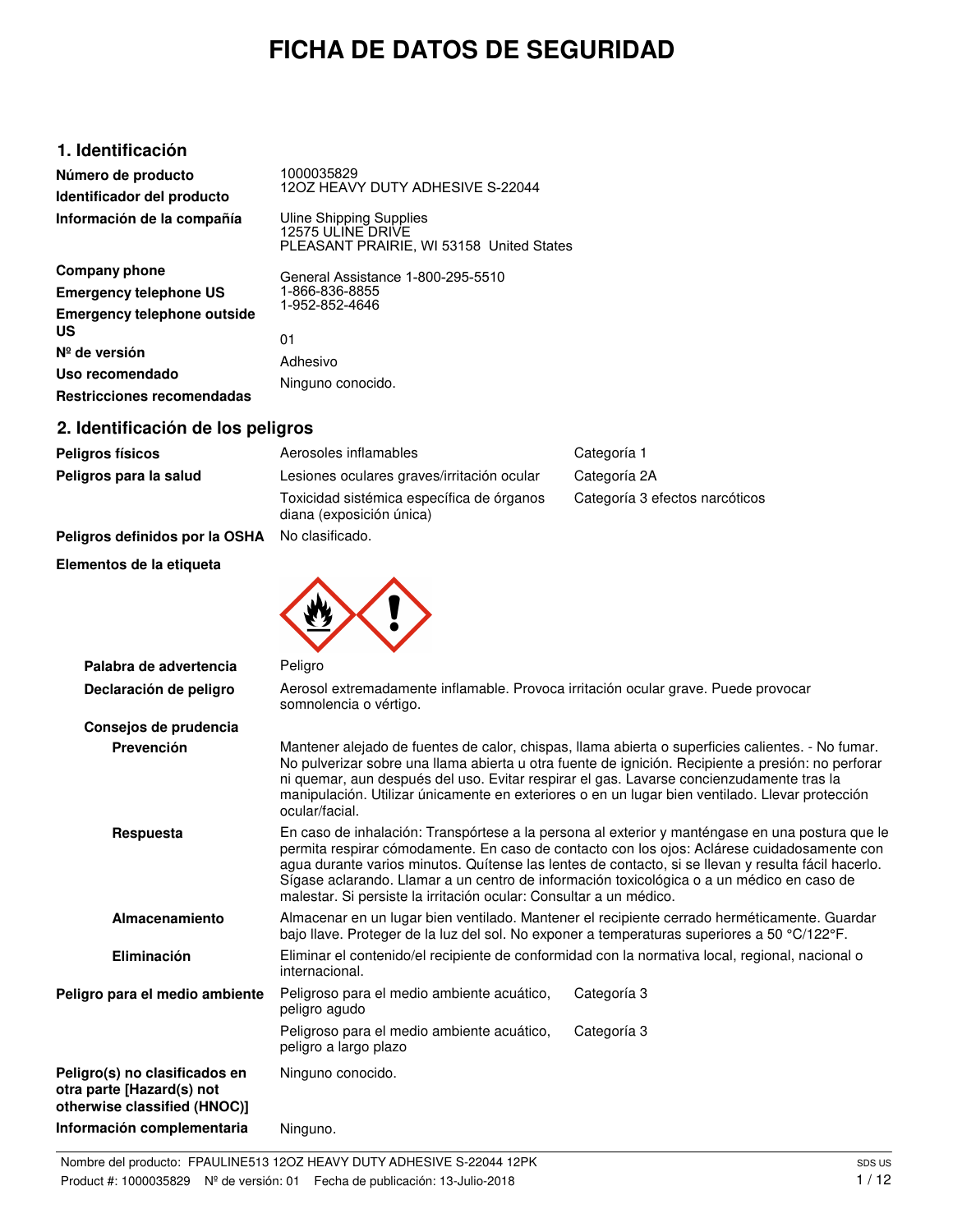# FICHA DE DATOS DE SEGURIDAD

## 1. Identificación

| | |
|---|---|
| **Número de producto** | 1000035829 |
| **Identificador del producto** | 12OZ HEAVY DUTY ADHESIVE S-22044 |
| **Información de la compañía** | Uline Shipping Supplies<br>12575 ULINE DRIVE<br>PLEASANT PRAIRIE, WI 53158 United States |
| **Company phone** | General Assistance 1-800-295-5510 |
| **Emergency telephone US** | 1-866-836-8855 |
| **Emergency telephone outside US** | 1-952-852-4646 |
| **Nº de versión** | 01 |
| **Uso recomendado** | Adhesivo |
| **Restricciones recomendadas** | Ninguno conocido. |

## 2. Identificación de los peligros

| | | |
|---|---|---|
| **Peligros físicos** | Aerosoles inflamables | Categoría 1 |
| **Peligros para la salud** | Lesiones oculares graves/irritación ocular | Categoría 2A |
| | Toxicidad sistémica específica de órganos diana (exposición única) | Categoría 3 efectos narcóticos |
| **Peligros definidos por la OSHA** | No clasificado. | |

**Elementos de la etiqueta**

**Palabra de advertencia** Peligro

**Declaración de peligro** Aerosol extremadamente inflamable. Provoca irritación ocular grave. Puede provocar somnolencia o vértigo.

**Consejos de prudencia**

**Prevención** Mantener alejado de fuentes de calor, chispas, llama abierta o superficies calientes. - No fumar. No pulverizar sobre una llama abierta u otra fuente de ignición. Recipiente a presión: no perforar ni quemar, aun después del uso. Evitar respirar el gas. Lavarse concienzudamente tras la manipulación. Utilizar únicamente en exteriores o en un lugar bien ventilado. Llevar protección ocular/facial.

**Respuesta** En caso de inhalación: Transpórtese a la persona al exterior y manténgase en una postura que le permita respirar cómodamente. En caso de contacto con los ojos: Aclárese cuidadosamente con agua durante varios minutos. Quítense las lentes de contacto, si se llevan y resulta fácil hacerlo. Sígase aclarando. Llamar a un centro de información toxicológica o a un médico en caso de malestar. Si persiste la irritación ocular: Consultar a un médico.

**Almacenamiento** Almacenar en un lugar bien ventilado. Mantener el recipiente cerrado herméticamente. Guardar bajo llave. Proteger de la luz del sol. No exponer a temperaturas superiores a 50 °C/122°F.

**Eliminación** Eliminar el contenido/el recipiente de conformidad con la normativa local, regional, nacional o internacional.

| | | |
|---|---|---|
| **Peligro para el medio ambiente** | Peligroso para el medio ambiente acuático, peligro agudo | Categoría 3 |
| | Peligroso para el medio ambiente acuático, peligro a largo plazo | Categoría 3 |
| **Peligro(s) no clasificados en otra parte [Hazard(s) not otherwise classified (HNOC)]** | Ninguno conocido. | |
| **Información complementaria** | Ninguno. | |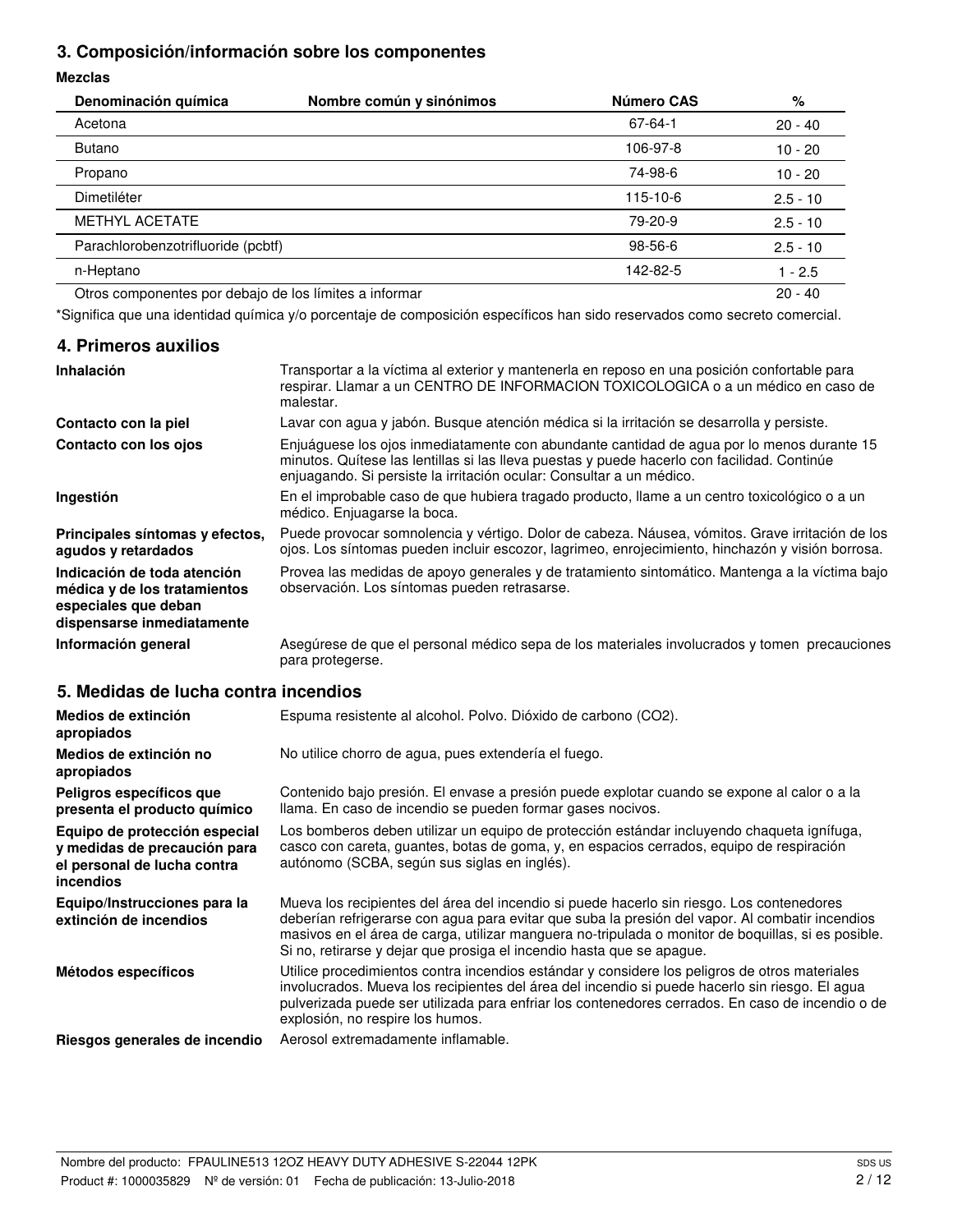## 3. Composición/información sobre los componentes

**Mezclas**

| Denominación química | Nombre común y sinónimos | Número CAS | % |
|---|---|---|---|
| Acetona | | 67-64-1 | 20 - 40 |
| Butano | | 106-97-8 | 10 - 20 |
| Propano | | 74-98-6 | 10 - 20 |
| Dimetiléter | | 115-10-6 | 2.5 - 10 |
| METHYL ACETATE | | 79-20-9 | 2.5 - 10 |
| Parachlorobenzotrifluoride (pcbtf) | | 98-56-6 | 2.5 - 10 |
| n-Heptano | | 142-82-5 | 1 - 2.5 |
| Otros componentes por debajo de los límites a informar | | | 20 - 40 |

*Significa que una identidad química y/o porcentaje de composición específicos han sido reservados como secreto comercial.

## 4. Primeros auxilios

**Inhalación** Transportar a la víctima al exterior y mantenerla en reposo en una posición confortable para respirar. Llamar a un CENTRO DE INFORMACION TOXICOLOGICA o a un médico en caso de malestar.

**Contacto con la piel** Lavar con agua y jabón. Busque atención médica si la irritación se desarrolla y persiste.

**Contacto con los ojos** Enjuáguese los ojos inmediatamente con abundante cantidad de agua por lo menos durante 15 minutos. Quítese las lentillas si las lleva puestas y puede hacerlo con facilidad. Continúe enjuagando. Si persiste la irritación ocular: Consultar a un médico.

**Ingestión** En el improbable caso de que hubiera tragado producto, llame a un centro toxicológico o a un médico. Enjuagarse la boca.

**Principales síntomas y efectos, agudos y retardados** Puede provocar somnolencia y vértigo. Dolor de cabeza. Náusea, vómitos. Grave irritación de los ojos. Los síntomas pueden incluir escozor, lagrimeo, enrojecimiento, hinchazón y visión borrosa.

**Indicación de toda atención médica y de los tratamientos especiales que deban dispensarse inmediatamente** Provea las medidas de apoyo generales y de tratamiento sintomático. Mantenga a la víctima bajo observación. Los síntomas pueden retrasarse.

**Información general** Asegúrese de que el personal médico sepa de los materiales involucrados y tomen precauciones para protegerse.

## 5. Medidas de lucha contra incendios

**Medios de extinción apropiados** Espuma resistente al alcohol. Polvo. Dióxido de carbono ($CO_2$).

**Medios de extinción no apropiados** No utilice chorro de agua, pues extendería el fuego.

**Peligros específicos que presenta el producto químico** Contenido bajo presión. El envase a presión puede explotar cuando se expone al calor o a la llama. En caso de incendio se pueden formar gases nocivos.

**Equipo de protección especial y medidas de precaución para el personal de lucha contra incendios** Los bomberos deben utilizar un equipo de protección estándar incluyendo chaqueta ignífuga, casco con careta, guantes, botas de goma, y, en espacios cerrados, equipo de respiración autónomo (SCBA, según sus siglas en inglés).

**Equipo/Instrucciones para la extinción de incendios** Mueva los recipientes del área del incendio si puede hacerlo sin riesgo. Los contenedores deberían refrigerarse con agua para evitar que suba la presión del vapor. Al combatir incendios masivos en el área de carga, utilizar manguera no-tripulada o monitor de boquillas, si es posible. Si no, retirarse y dejar que prosiga el incendio hasta que se apague.

**Métodos específicos** Utilice procedimientos contra incendios estándar y considere los peligros de otros materiales involucrados. Mueva los recipientes del área del incendio si puede hacerlo sin riesgo. El agua pulverizada puede ser utilizada para enfriar los contenedores cerrados. En caso de incendio o de explosión, no respire los humos.

**Riesgos generales de incendio** Aerosol extremadamente inflamable.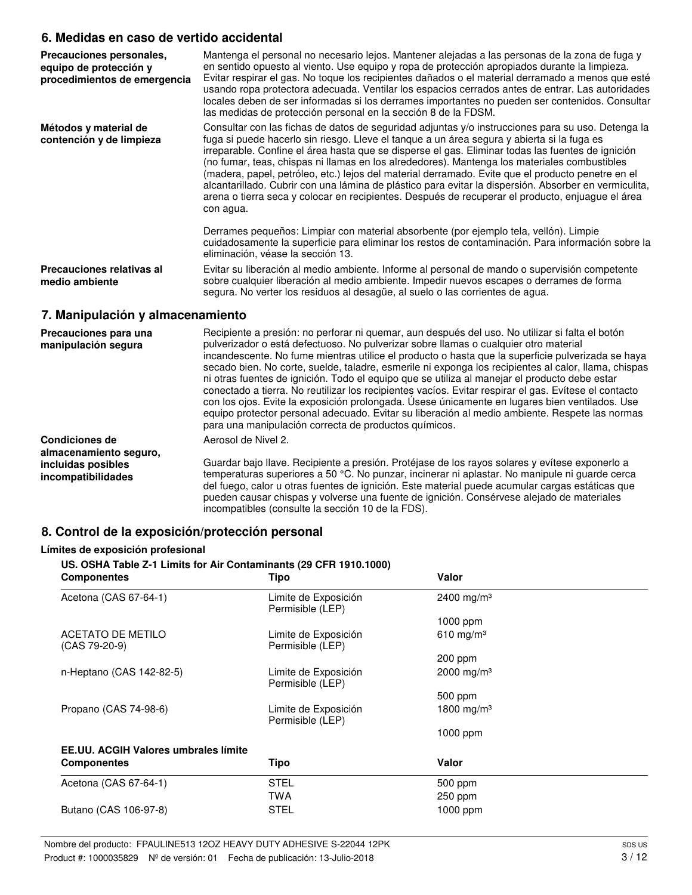## 6. Medidas en caso de vertido accidental

**Precauciones personales, equipo de protección y procedimientos de emergencia**

Mantenga el personal no necesario lejos. Mantener alejadas a las personas de la zona de fuga y en sentido opuesto al viento. Use equipo y ropa de protección apropiados durante la limpieza. Evitar respirar el gas. No toque los recipientes dañados o el material derramado a menos que esté usando ropa protectora adecuada. Ventilar los espacios cerrados antes de entrar. Las autoridades locales deben de ser informadas si los derrames importantes no pueden ser contenidos. Consultar las medidas de protección personal en la sección 8 de la FDSM.

**Métodos y material de contención y de limpieza**

Consultar con las fichas de datos de seguridad adjuntas y/o instrucciones para su uso. Detenga la fuga si puede hacerlo sin riesgo. Lleve el tanque a un área segura y abierta si la fuga es irreparable. Confine el área hasta que se disperse el gas. Eliminar todas las fuentes de ignición (no fumar, teas, chispas ni llamas en los alrededores). Mantenga los materiales combustibles (madera, papel, petróleo, etc.) lejos del material derramado. Evite que el producto penetre en el alcantarillado. Cubrir con una lámina de plástico para evitar la dispersión. Absorber en vermiculita, arena o tierra seca y colocar en recipientes. Después de recuperar el producto, enjuague el área con agua.

Derrames pequeños: Limpiar con material absorbente (por ejemplo tela, vellón). Limpie cuidadosamente la superficie para eliminar los restos de contaminación. Para información sobre la eliminación, véase la sección 13.

**Precauciones relativas al medio ambiente**

Evitar su liberación al medio ambiente. Informe al personal de mando o supervisión competente sobre cualquier liberación al medio ambiente. Impedir nuevos escapes o derrames de forma segura. No verter los residuos al desagüe, al suelo o las corrientes de agua.

## 7. Manipulación y almacenamiento

**Precauciones para una manipulación segura**

Recipiente a presión: no perforar ni quemar, aun después del uso. No utilizar si falta el botón pulverizador o está defectuoso. No pulverizar sobre llamas o cualquier otro material incandescente. No fume mientras utilice el producto o hasta que la superficie pulverizada se haya secado bien. No corte, suelde, taladre, esmerile ni exponga los recipientes al calor, llama, chispas ni otras fuentes de ignición. Todo el equipo que se utiliza al manejar el producto debe estar conectado a tierra. No reutilizar los recipientes vacíos. Evitar respirar el gas. Evítese el contacto con los ojos. Evite la exposición prolongada. Úsese únicamente en lugares bien ventilados. Use equipo protector personal adecuado. Evitar su liberación al medio ambiente. Respete las normas para una manipulación correcta de productos químicos.

**Condiciones de almacenamiento seguro, incluidas posibles incompatibilidades**

Aerosol de Nivel 2.

Guardar bajo llave. Recipiente a presión. Protéjase de los rayos solares y evítese exponerlo a temperaturas superiores a 50 °C. No punzar, incinerar ni aplastar. No manipule ni guarde cerca del fuego, calor u otras fuentes de ignición. Este material puede acumular cargas estáticas que pueden causar chispas y volverse una fuente de ignición. Consérvese alejado de materiales incompatibles (consulte la sección 10 de la FDS).

## 8. Control de la exposición/protección personal

**Límites de exposición profesional**

**US. OSHA Table Z-1 Limits for Air Contaminants (29 CFR 1910.1000)**

| Componentes | Tipo | Valor |
|---|---|---|
| Acetona (CAS 67-64-1) | Limite de Exposición Permisible (LEP) | 2400 mg/m³ |
| | | 1000 ppm |
| ACETATO DE METILO (CAS 79-20-9) | Limite de Exposición Permisible (LEP) | 610 mg/m³ |
| | | 200 ppm |
| n-Heptano (CAS 142-82-5) | Limite de Exposición Permisible (LEP) | 2000 mg/m³ |
| | | 500 ppm |
| Propano (CAS 74-98-6) | Limite de Exposición Permisible (LEP) | 1800 mg/m³ |
| | | 1000 ppm |

**EE.UU. ACGIH Valores umbrales límite**

| Componentes | Tipo | Valor |
|---|---|---|
| Acetona (CAS 67-64-1) | STEL | 500 ppm |
| | TWA | 250 ppm |
| Butano (CAS 106-97-8) | STEL | 1000 ppm |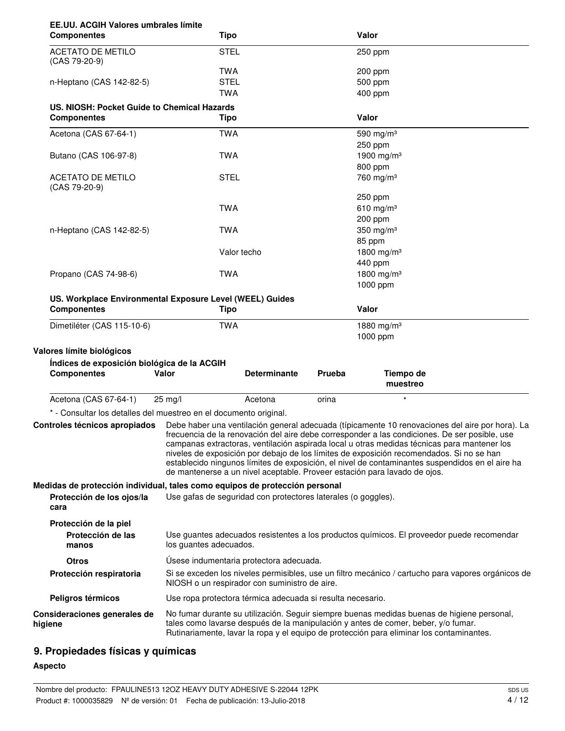**EE.UU. ACGIH Valores umbrales límite**

| Componentes | Tipo | Valor |
|---|---|---|
| ACETATO DE METILO (CAS 79-20-9) | STEL | 250 ppm |
| | TWA | 200 ppm |
| n-Heptano (CAS 142-82-5) | STEL | 500 ppm |
| | TWA | 400 ppm |

**US. NIOSH: Pocket Guide to Chemical Hazards**

| Componentes | Tipo | Valor |
|---|---|---|
| Acetona (CAS 67-64-1) | TWA | 590 mg/m³ |
| | | 250 ppm |
| Butano (CAS 106-97-8) | TWA | 1900 mg/m³ |
| | | 800 ppm |
| ACETATO DE METILO (CAS 79-20-9) | STEL | 760 mg/m³ |
| | | 250 ppm |
| | TWA | 610 mg/m³ |
| | | 200 ppm |
| n-Heptano (CAS 142-82-5) | TWA | 350 mg/m³ |
| | | 85 ppm |
| | Valor techo | 1800 mg/m³ |
| | | 440 ppm |
| Propano (CAS 74-98-6) | TWA | 1800 mg/m³ |
| | | 1000 ppm |

**US. Workplace Environmental Exposure Level (WEEL) Guides**

| Componentes | Tipo | Valor |
|---|---|---|
| Dimetiléter (CAS 115-10-6) | TWA | 1880 mg/m³ |
| | | 1000 ppm |

**Valores límite biológicos**

**Índices de exposición biológica de la ACGIH**

| Componentes | Valor | Determinante | Prueba | Tiempo de muestreo |
|---|---|---|---|---|
| Acetona (CAS 67-64-1) | 25 mg/l | Acetona | orina | * |

* - Consultar los detalles del muestreo en el documento original.

**Controles técnicos apropiados** Debe haber una ventilación general adecuada (típicamente 10 renovaciones del aire por hora). La frecuencia de la renovación del aire debe corresponder a las condiciones. De ser posible, use campanas extractoras, ventilación aspirada local u otras medidas técnicas para mantener los niveles de exposición por debajo de los límites de exposición recomendados. Si no se han establecido ningunos límites de exposición, el nivel de contaminantes suspendidos en el aire ha de mantenerse a un nivel aceptable. Proveer estación para lavado de ojos.

**Medidas de protección individual, tales como equipos de protección personal**

**Protección de los ojos/la cara** Use gafas de seguridad con protectores laterales (o goggles).

**Protección de la piel**

**Protección de las manos** Use guantes adecuados resistentes a los productos químicos. El proveedor puede recomendar los guantes adecuados.

**Otros** Úsese indumentaria protectora adecuada.

**Protección respiratoria** Si se exceden los niveles permisibles, use un filtro mecánico / cartucho para vapores orgánicos de NIOSH o un respirador con suministro de aire.

**Peligros térmicos** Use ropa protectora térmica adecuada si resulta necesario.

**Consideraciones generales de higiene** No fumar durante su utilización. Seguir siempre buenas medidas buenas de higiene personal, tales como lavarse después de la manipulación y antes de comer, beber, y/o fumar. Rutinariamente, lavar la ropa y el equipo de protección para eliminar los contaminantes.

## 9. Propiedades físicas y químicas

**Aspecto**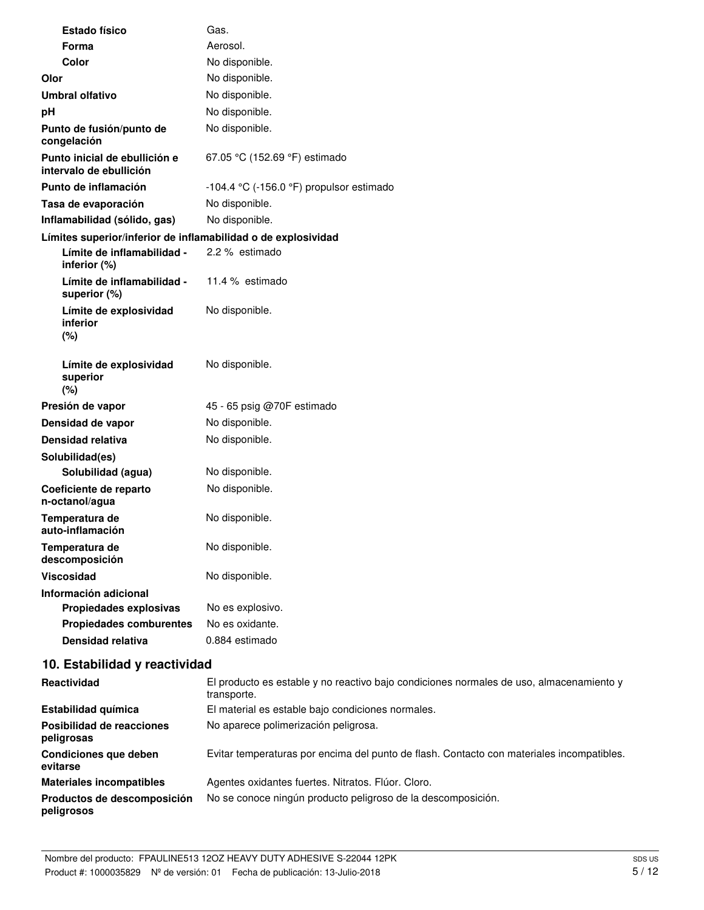| | |
|---|---|
| **Estado físico** | Gas. |
| **Forma** | Aerosol. |
| **Color** | No disponible. |
| **Olor** | No disponible. |
| **Umbral olfativo** | No disponible. |
| **pH** | No disponible. |
| **Punto de fusión/punto de congelación** | No disponible. |
| **Punto inicial de ebullición e intervalo de ebullición** | 67.05 °C (152.69 °F) estimado |
| **Punto de inflamación** | -104.4 °C (-156.0 °F) propulsor estimado |
| **Tasa de evaporación** | No disponible. |
| **Inflamabilidad (sólido, gas)** | No disponible. |
| **Límites superior/inferior de inflamabilidad o de explosividad** | |
| **Límite de inflamabilidad - inferior (%)** | 2.2 % estimado |
| **Límite de inflamabilidad - superior (%)** | 11.4 % estimado |
| **Límite de explosividad inferior (%)** | No disponible. |
| **Límite de explosividad superior (%)** | No disponible. |
| **Presión de vapor** | 45 - 65 psig @70F estimado |
| **Densidad de vapor** | No disponible. |
| **Densidad relativa** | No disponible. |
| **Solubilidad(es)** | |
| **Solubilidad (agua)** | No disponible. |
| **Coeficiente de reparto n-octanol/agua** | No disponible. |
| **Temperatura de auto-inflamación** | No disponible. |
| **Temperatura de descomposición** | No disponible. |
| **Viscosidad** | No disponible. |
| **Información adicional** | |
| **Propiedades explosivas** | No es explosivo. |
| **Propiedades comburentes** | No es oxidante. |
| **Densidad relativa** | 0.884 estimado |

## 10. Estabilidad y reactividad

| | |
|---|---|
| **Reactividad** | El producto es estable y no reactivo bajo condiciones normales de uso, almacenamiento y transporte. |
| **Estabilidad química** | El material es estable bajo condiciones normales. |
| **Posibilidad de reacciones peligrosas** | No aparece polimerización peligrosa. |
| **Condiciones que deben evitarse** | Evitar temperaturas por encima del punto de flash. Contacto con materiales incompatibles. |
| **Materiales incompatibles** | Agentes oxidantes fuertes. Nitratos. Flúor. Cloro. |
| **Productos de descomposición peligrosos** | No se conoce ningún producto peligroso de la descomposición. |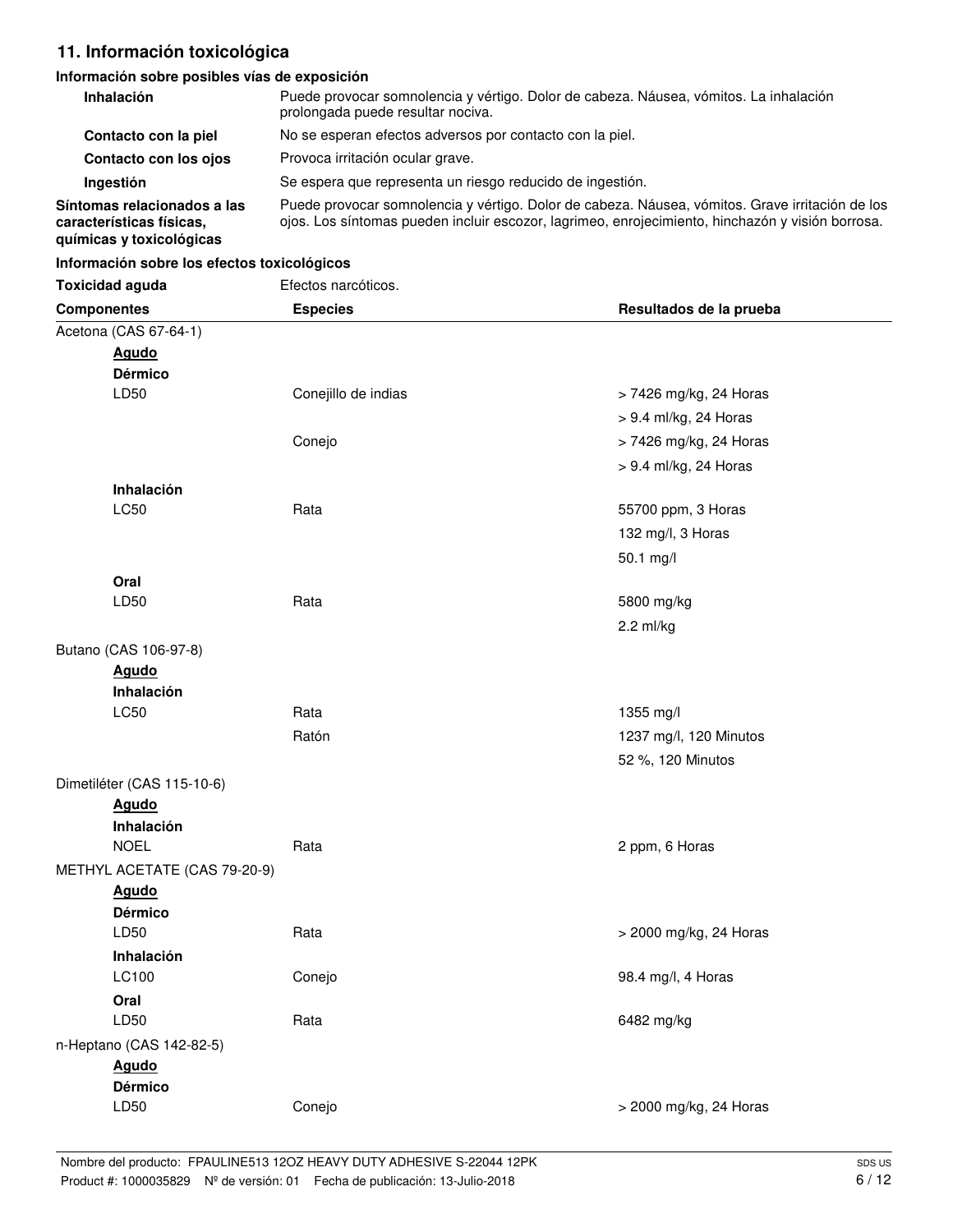## 11. Información toxicológica

### Información sobre posibles vías de exposición

| | |
|---|---|
| **Inhalación** | Puede provocar somnolencia y vértigo. Dolor de cabeza. Náusea, vómitos. La inhalación prolongada puede resultar nociva. |
| **Contacto con la piel** | No se esperan efectos adversos por contacto con la piel. |
| **Contacto con los ojos** | Provoca irritación ocular grave. |
| **Ingestión** | Se espera que representa un riesgo reducido de ingestión. |
| **Síntomas relacionados a las características físicas, químicas y toxicológicas** | Puede provocar somnolencia y vértigo. Dolor de cabeza. Náusea, vómitos. Grave irritación de los ojos. Los síntomas pueden incluir escozor, lagrimeo, enrojecimiento, hinchazón y visión borrosa. |

### Información sobre los efectos toxicológicos

**Toxicidad aguda** Efectos narcóticos.

| Componentes | Especies | Resultados de la prueba |
|---|---|---|
| Acetona (CAS 67-64-1) | | |
| **Agudo** | | |
| **Dérmico** | | |
| LD50 | Conejillo de indias | > 7426 mg/kg, 24 Horas |
| | | > 9.4 ml/kg, 24 Horas |
| | Conejo | > 7426 mg/kg, 24 Horas |
| | | > 9.4 ml/kg, 24 Horas |
| **Inhalación** | | |
| LC50 | Rata | 55700 ppm, 3 Horas |
| | | 132 mg/l, 3 Horas |
| | | 50.1 mg/l |
| **Oral** | | |
| LD50 | Rata | 5800 mg/kg |
| | | 2.2 ml/kg |
| Butano (CAS 106-97-8) | | |
| **Agudo** | | |
| **Inhalación** | | |
| LC50 | Rata | 1355 mg/l |
| | Ratón | 1237 mg/l, 120 Minutos |
| | | 52 %, 120 Minutos |
| Dimetiléter (CAS 115-10-6) | | |
| **Agudo** | | |
| **Inhalación** | | |
| NOEL | Rata | 2 ppm, 6 Horas |
| METHYL ACETATE (CAS 79-20-9) | | |
| **Agudo** | | |
| **Dérmico** | | |
| LD50 | Rata | > 2000 mg/kg, 24 Horas |
| **Inhalación** | | |
| LC100 | Conejo | 98.4 mg/l, 4 Horas |
| **Oral** | | |
| LD50 | Rata | 6482 mg/kg |
| n-Heptano (CAS 142-82-5) | | |
| **Agudo** | | |
| **Dérmico** | | |
| LD50 | Conejo | > 2000 mg/kg, 24 Horas |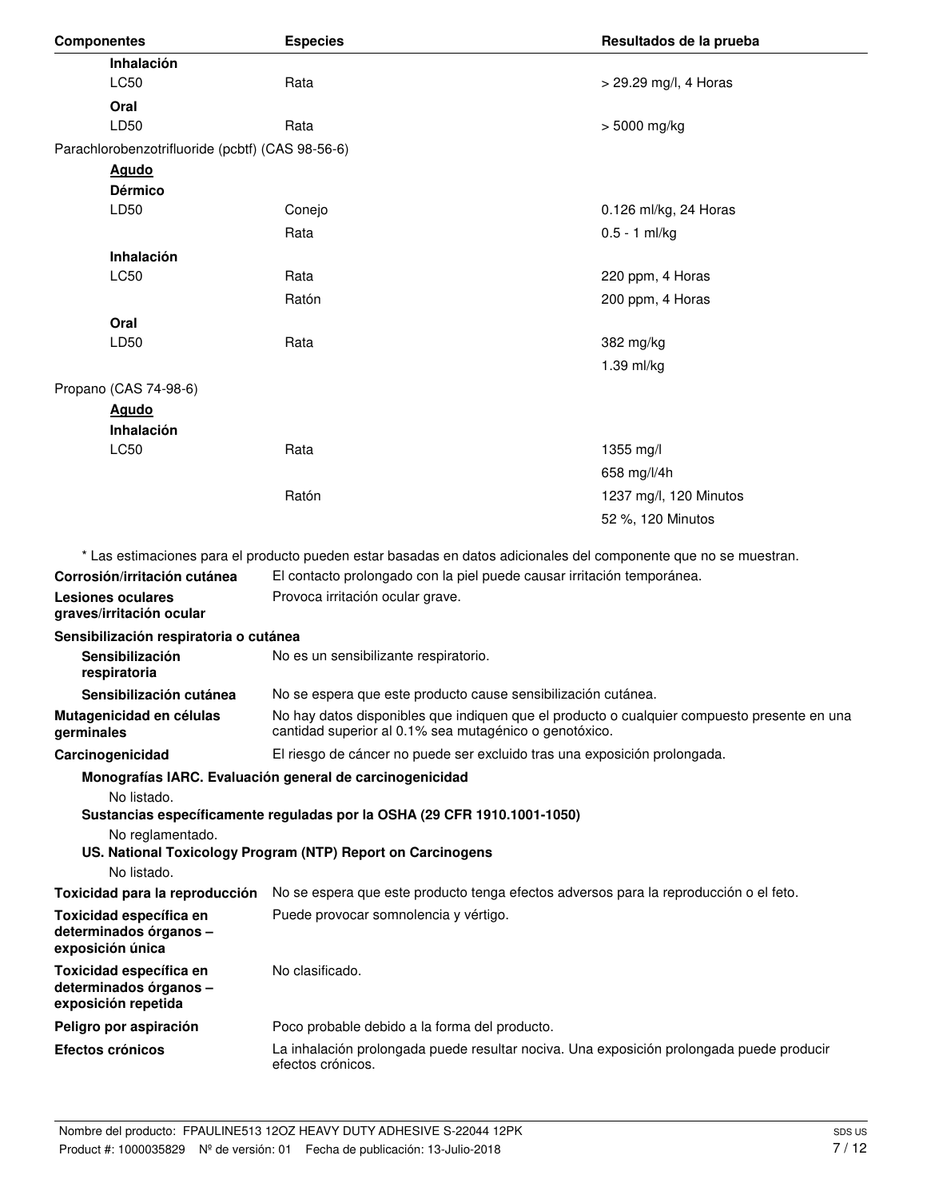| Componentes | Especies | Resultados de la prueba |
|---|---|---|
| **Inhalación** | | |
| LC50 | Rata | > 29.29 mg/l, 4 Horas |
| **Oral** | | |
| LD50 | Rata | > 5000 mg/kg |
| Parachlorobenzotrifluoride (pcbtf) (CAS 98-56-6) | | |
| **Agudo** | | |
| **Dérmico** | | |
| LD50 | Conejo | 0.126 ml/kg, 24 Horas |
| | Rata | 0.5 - 1 ml/kg |
| **Inhalación** | | |
| LC50 | Rata | 220 ppm, 4 Horas |
| | Ratón | 200 ppm, 4 Horas |
| **Oral** | | |
| LD50 | Rata | 382 mg/kg |
| | | 1.39 ml/kg |
| Propano (CAS 74-98-6) | | |
| **Agudo** | | |
| **Inhalación** | | |
| LC50 | Rata | 1355 mg/l |
| | | 658 mg/l/4h |
| | Ratón | 1237 mg/l, 120 Minutos |
| | | 52 %, 120 Minutos |

* Las estimaciones para el producto pueden estar basadas en datos adicionales del componente que no se muestran.

**Corrosión/irritación cutánea** El contacto prolongado con la piel puede causar irritación temporánea.

**Lesiones oculares graves/irritación ocular** Provoca irritación ocular grave.

**Sensibilización respiratoria o cutánea**

**Sensibilización respiratoria** No es un sensibilizante respiratorio.

**Sensibilización cutánea** No se espera que este producto cause sensibilización cutánea.

**Mutagenicidad en células germinales** No hay datos disponibles que indiquen que el producto o cualquier compuesto presente en una cantidad superior al 0.1% sea mutagénico o genotóxico.

**Carcinogenicidad** El riesgo de cáncer no puede ser excluido tras una exposición prolongada.

**Monografías IARC. Evaluación general de carcinogenicidad**

No listado.

**Sustancias específicamente reguladas por la OSHA (29 CFR 1910.1001-1050)**

No reglamentado.

**US. National Toxicology Program (NTP) Report on Carcinogens**

No listado.

**Toxicidad para la reproducción** No se espera que este producto tenga efectos adversos para la reproducción o el feto.

**Toxicidad específica en determinados órganos – exposición única** Puede provocar somnolencia y vértigo.

**Toxicidad específica en determinados órganos – exposición repetida** No clasificado.

**Peligro por aspiración** Poco probable debido a la forma del producto.

**Efectos crónicos** La inhalación prolongada puede resultar nociva. Una exposición prolongada puede producir efectos crónicos.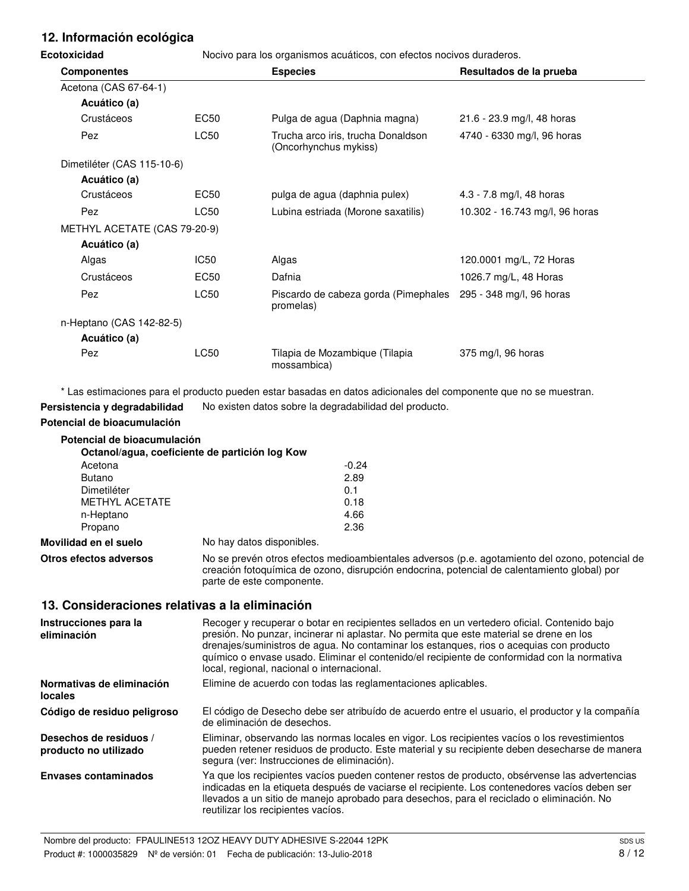## 12. Información ecológica

**Ecotoxicidad** Nocivo para los organismos acuáticos, con efectos nocivos duraderos.

| Componentes | | Especies | Resultados de la prueba |
|---|---|---|---|
| Acetona (CAS 67-64-1) | | | |
| **Acuático (a)** | | | |
| Crustáceos | EC50 | Pulga de agua (Daphnia magna) | 21.6 - 23.9 mg/l, 48 horas |
| Pez | LC50 | Trucha arco iris, trucha Donaldson (Oncorhynchus mykiss) | 4740 - 6330 mg/l, 96 horas |
| Dimetiléter (CAS 115-10-6) | | | |
| **Acuático (a)** | | | |
| Crustáceos | EC50 | pulga de agua (daphnia pulex) | 4.3 - 7.8 mg/l, 48 horas |
| Pez | LC50 | Lubina estriada (Morone saxatilis) | 10.302 - 16.743 mg/l, 96 horas |
| METHYL ACETATE (CAS 79-20-9) | | | |
| **Acuático (a)** | | | |
| Algas | IC50 | Algas | 120.0001 mg/L, 72 Horas |
| Crustáceos | EC50 | Dafnia | 1026.7 mg/L, 48 Horas |
| Pez | LC50 | Piscardo de cabeza gorda (Pimephales promelas) | 295 - 348 mg/l, 96 horas |
| n-Heptano (CAS 142-82-5) | | | |
| **Acuático (a)** | | | |
| Pez | LC50 | Tilapia de Mozambique (Tilapia mossambica) | 375 mg/l, 96 horas |

* Las estimaciones para el producto pueden estar basadas en datos adicionales del componente que no se muestran.

**Persistencia y degradabilidad** No existen datos sobre la degradabilidad del producto.

**Potencial de bioacumulación**

**Potencial de bioacumulación**

**Octanol/agua, coeficiente de partición log Kow**

| | |
|---|---|
| Acetona | -0.24 |
| Butano | 2.89 |
| Dimetiléter | 0.1 |
| METHYL ACETATE | 0.18 |
| n-Heptano | 4.66 |
| Propano | 2.36 |

**Movilidad en el suelo** No hay datos disponibles.

**Otros efectos adversos** No se prevén otros efectos medioambientales adversos (p.e. agotamiento del ozono, potencial de creación fotoquímica de ozono, disrupción endocrina, potencial de calentamiento global) por parte de este componente.

## 13. Consideraciones relativas a la eliminación

**Instrucciones para la eliminación** Recoger y recuperar o botar en recipientes sellados en un vertedero oficial. Contenido bajo presión. No punzar, incinerar ni aplastar. No permita que este material se drene en los drenajes/suministros de agua. No contaminar los estanques, rios o acequias con producto químico o envase usado. Eliminar el contenido/el recipiente de conformidad con la normativa local, regional, nacional o internacional.

**Normativas de eliminación locales** Elimine de acuerdo con todas las reglamentaciones aplicables.

**Código de residuo peligroso** El código de Desecho debe ser atribuído de acuerdo entre el usuario, el productor y la compañía de eliminación de desechos.

**Desechos de residuos / producto no utilizado** Eliminar, observando las normas locales en vigor. Los recipientes vacíos o los revestimientos pueden retener residuos de producto. Este material y su recipiente deben desecharse de manera segura (ver: Instrucciones de eliminación).

**Envases contaminados** Ya que los recipientes vacíos pueden contener restos de producto, obsérvense las advertencias indicadas en la etiqueta después de vaciarse el recipiente. Los contenedores vacíos deben ser llevados a un sitio de manejo aprobado para desechos, para el reciclado o eliminación. No reutilizar los recipientes vacíos.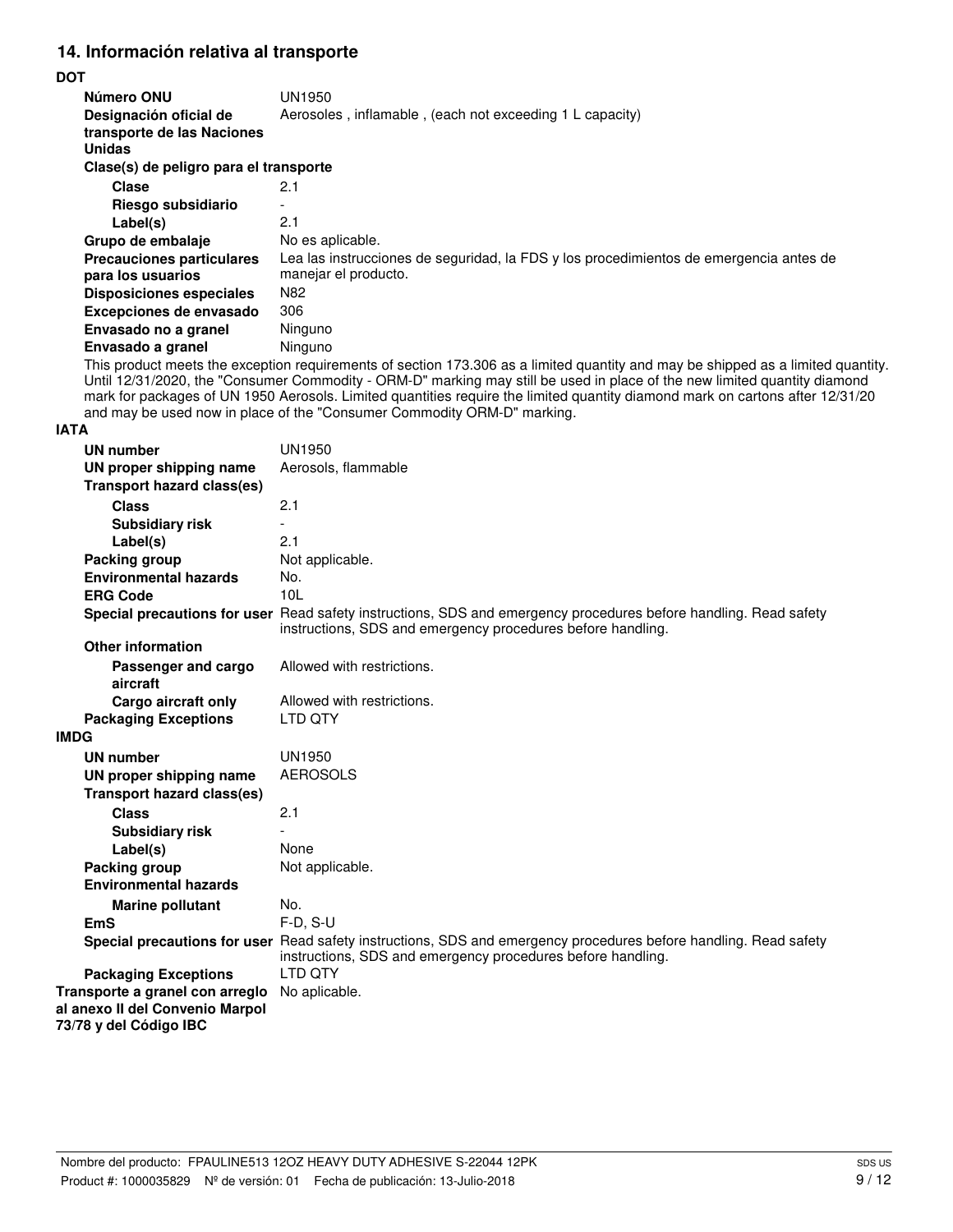## 14. Información relativa al transporte

**DOT**

| | |
|---|---|
| **Número ONU** | UN1950 |
| **Designación oficial de transporte de las Naciones Unidas** | Aerosoles , inflamable , (each not exceeding 1 L capacity) |
| **Clase(s) de peligro para el transporte** | |
| **Clase** | 2.1 |
| **Riesgo subsidiario** | - |
| **Label(s)** | 2.1 |
| **Grupo de embalaje** | No es aplicable. |
| **Precauciones particulares para los usuarios** | Lea las instrucciones de seguridad, la FDS y los procedimientos de emergencia antes de manejar el producto. |
| **Disposiciones especiales** | N82 |
| **Excepciones de envasado** | 306 |
| **Envasado no a granel** | Ninguno |
| **Envasado a granel** | Ninguno |

This product meets the exception requirements of section 173.306 as a limited quantity and may be shipped as a limited quantity. Until 12/31/2020, the "Consumer Commodity - ORM-D" marking may still be used in place of the new limited quantity diamond mark for packages of UN 1950 Aerosols. Limited quantities require the limited quantity diamond mark on cartons after 12/31/20 and may be used now in place of the "Consumer Commodity ORM-D" marking.

**IATA**

| | |
|---|---|
| **UN number** | UN1950 |
| **UN proper shipping name** | Aerosols, flammable |
| **Transport hazard class(es)** | |
| **Class** | 2.1 |
| **Subsidiary risk** | - |
| **Label(s)** | 2.1 |
| **Packing group** | Not applicable. |
| **Environmental hazards** | No. |
| **ERG Code** | 10L |
| **Special precautions for user** | Read safety instructions, SDS and emergency procedures before handling. Read safety instructions, SDS and emergency procedures before handling. |
| **Other information** | |
| **Passenger and cargo aircraft** | Allowed with restrictions. |
| **Cargo aircraft only** | Allowed with restrictions. |
| **Packaging Exceptions** | LTD QTY |

**IMDG**

| | |
|---|---|
| **UN number** | UN1950 |
| **UN proper shipping name** | AEROSOLS |
| **Transport hazard class(es)** | |
| **Class** | 2.1 |
| **Subsidiary risk** | - |
| **Label(s)** | None |
| **Packing group** | Not applicable. |
| **Environmental hazards** | |
| **Marine pollutant** | No. |
| **EmS** | F-D, S-U |
| **Special precautions for user** | Read safety instructions, SDS and emergency procedures before handling. Read safety instructions, SDS and emergency procedures before handling. |
| **Packaging Exceptions** | LTD QTY |

| | |
|---|---|
| **Transporte a granel con arreglo al anexo II del Convenio Marpol 73/78 y del Código IBC** | No aplicable. |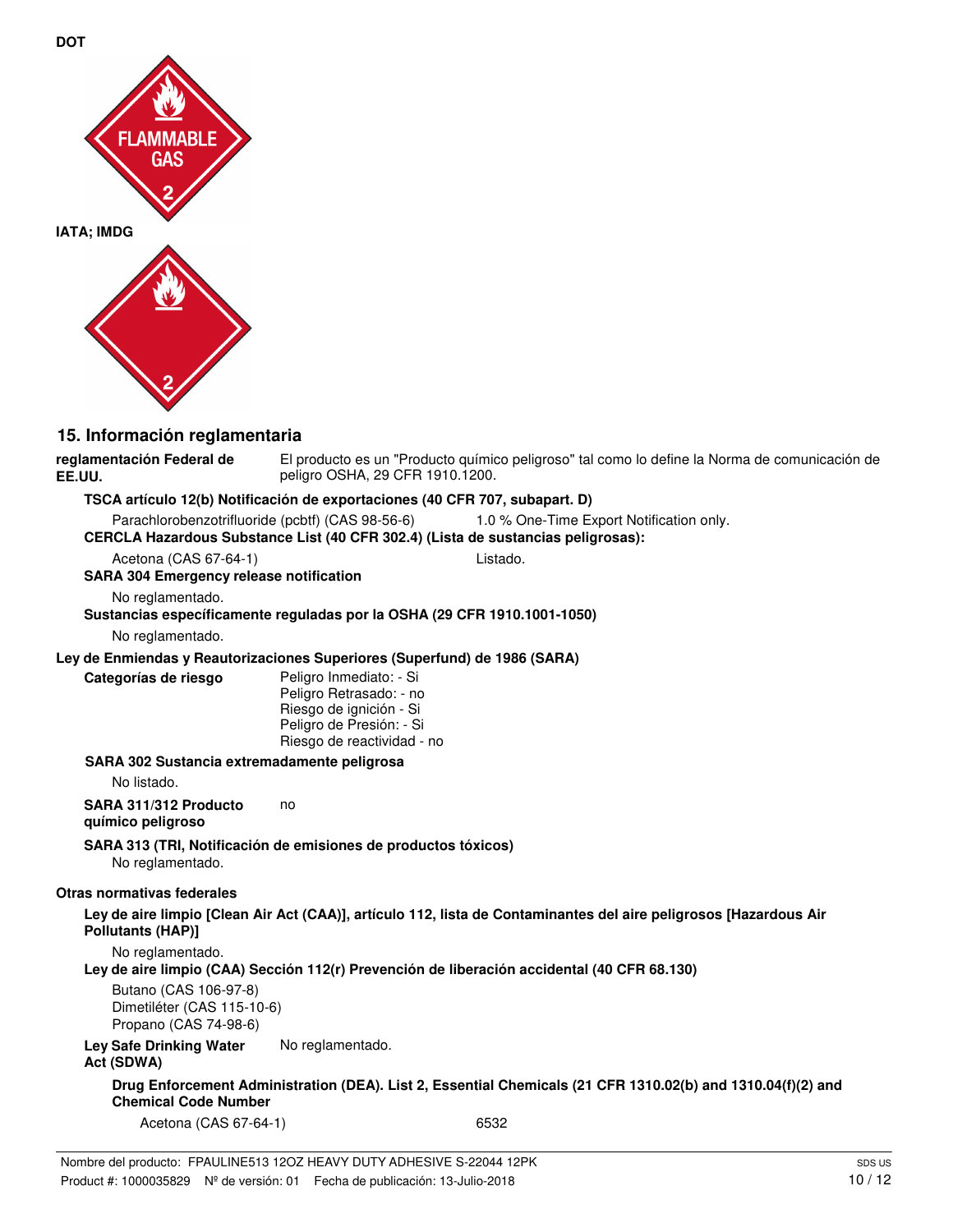**DOT**

**IATA; IMDG**

## 15. Información reglamentaria

**reglamentación Federal de EE.UU.** El producto es un "Producto químico peligroso" tal como lo define la Norma de comunicación de peligro OSHA, 29 CFR 1910.1200.

**TSCA artículo 12(b) Notificación de exportaciones (40 CFR 707, subapart. D)**

Parachlorobenzotrifluoride (pcbtf) (CAS 98-56-6) — 1.0 % One-Time Export Notification only.

**CERCLA Hazardous Substance List (40 CFR 302.4) (Lista de sustancias peligrosas):**

Acetona (CAS 67-64-1) — Listado.

**SARA 304 Emergency release notification**

No reglamentado.

**Sustancias específicamente reguladas por la OSHA (29 CFR 1910.1001-1050)**

No reglamentado.

**Ley de Enmiendas y Reautorizaciones Superiores (Superfund) de 1986 (SARA)**

**Categorías de riesgo**

Peligro Inmediato: - Si
Peligro Retrasado: - no
Riesgo de ignición - Si
Peligro de Presión: - Si
Riesgo de reactividad - no

**SARA 302 Sustancia extremadamente peligrosa**

No listado.

**SARA 311/312 Producto químico peligroso** no

**SARA 313 (TRI, Notificación de emisiones de productos tóxicos)**

No reglamentado.

**Otras normativas federales**

**Ley de aire limpio [Clean Air Act (CAA)], artículo 112, lista de Contaminantes del aire peligrosos [Hazardous Air Pollutants (HAP)]**

No reglamentado.

**Ley de aire limpio (CAA) Sección 112(r) Prevención de liberación accidental (40 CFR 68.130)**

Butano (CAS 106-97-8)
Dimetiléter (CAS 115-10-6)
Propano (CAS 74-98-6)

**Ley Safe Drinking Water Act (SDWA)** No reglamentado.

**Drug Enforcement Administration (DEA). List 2, Essential Chemicals (21 CFR 1310.02(b) and 1310.04(f)(2) and Chemical Code Number**

Acetona (CAS 67-64-1) — 6532

Nombre del producto: FPAULINE513 12OZ HEAVY DUTY ADHESIVE S-22044 12PK
Product #: 1000035829 Nº de versión: 01 Fecha de publicación: 13-Julio-2018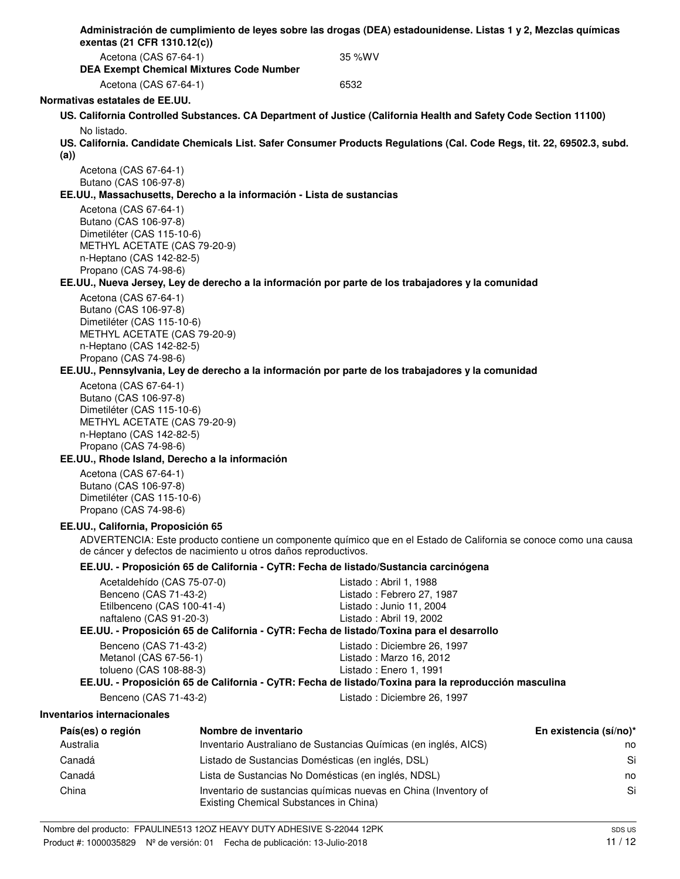**Administración de cumplimiento de leyes sobre las drogas (DEA) estadounidense. Listas 1 y 2, Mezclas químicas exentas (21 CFR 1310.12(c))**

| | |
|---|---|
| Acetona (CAS 67-64-1) | 35 %WV |

**DEA Exempt Chemical Mixtures Code Number**

| | |
|---|---|
| Acetona (CAS 67-64-1) | 6532 |

**Normativas estatales de EE.UU.**

**US. California Controlled Substances. CA Department of Justice (California Health and Safety Code Section 11100)**

No listado.

**US. California. Candidate Chemicals List. Safer Consumer Products Regulations (Cal. Code Regs, tit. 22, 69502.3, subd. (a))**

Acetona (CAS 67-64-1)
Butano (CAS 106-97-8)

**EE.UU., Massachusetts, Derecho a la información - Lista de sustancias**

Acetona (CAS 67-64-1)
Butano (CAS 106-97-8)
Dimetiléter (CAS 115-10-6)
METHYL ACETATE (CAS 79-20-9)
n-Heptano (CAS 142-82-5)
Propano (CAS 74-98-6)

**EE.UU., Nueva Jersey, Ley de derecho a la información por parte de los trabajadores y la comunidad**

Acetona (CAS 67-64-1)
Butano (CAS 106-97-8)
Dimetiléter (CAS 115-10-6)
METHYL ACETATE (CAS 79-20-9)
n-Heptano (CAS 142-82-5)
Propano (CAS 74-98-6)

**EE.UU., Pennsylvania, Ley de derecho a la información por parte de los trabajadores y la comunidad**

Acetona (CAS 67-64-1)
Butano (CAS 106-97-8)
Dimetiléter (CAS 115-10-6)
METHYL ACETATE (CAS 79-20-9)
n-Heptano (CAS 142-82-5)
Propano (CAS 74-98-6)

**EE.UU., Rhode Island, Derecho a la información**

Acetona (CAS 67-64-1)
Butano (CAS 106-97-8)
Dimetiléter (CAS 115-10-6)
Propano (CAS 74-98-6)

**EE.UU., California, Proposición 65**

ADVERTENCIA: Este producto contiene un componente químico que en el Estado de California se conoce como una causa de cáncer y defectos de nacimiento u otros daños reproductivos.

**EE.UU. - Proposición 65 de California - CyTR: Fecha de listado/Sustancia carcinógena**

| | |
|---|---|
| Acetaldehído (CAS 75-07-0) | Listado : Abril 1, 1988 |
| Benceno (CAS 71-43-2) | Listado : Febrero 27, 1987 |
| Etilbenceno (CAS 100-41-4) | Listado : Junio 11, 2004 |
| naftaleno (CAS 91-20-3) | Listado : Abril 19, 2002 |

**EE.UU. - Proposición 65 de California - CyTR: Fecha de listado/Toxina para el desarrollo**

| | |
|---|---|
| Benceno (CAS 71-43-2) | Listado : Diciembre 26, 1997 |
| Metanol (CAS 67-56-1) | Listado : Marzo 16, 2012 |
| tolueno (CAS 108-88-3) | Listado : Enero 1, 1991 |

**EE.UU. - Proposición 65 de California - CyTR: Fecha de listado/Toxina para la reproducción masculina**

| | |
|---|---|
| Benceno (CAS 71-43-2) | Listado : Diciembre 26, 1997 |

**Inventarios internacionales**

| País(es) o región | Nombre de inventario | En existencia (sí/no)* |
|---|---|---|
| Australia | Inventario Australiano de Sustancias Químicas (en inglés, AICS) | no |
| Canadá | Listado de Sustancias Domésticas (en inglés, DSL) | Si |
| Canadá | Lista de Sustancias No Domésticas (en inglés, NDSL) | no |
| China | Inventario de sustancias químicas nuevas en China (Inventory of Existing Chemical Substances in China) | Si |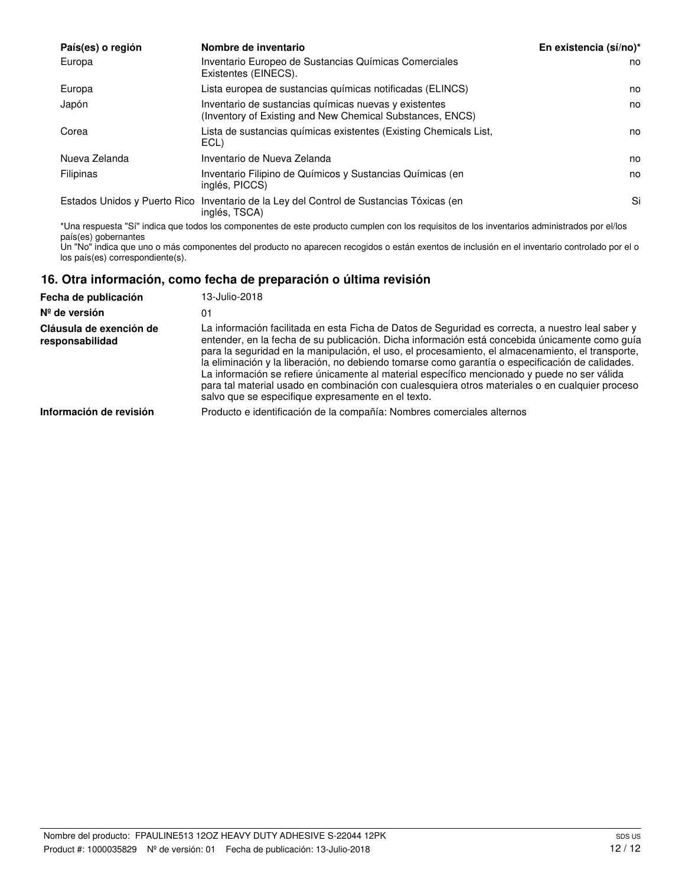| País(es) o región | Nombre de inventario | En existencia (sí/no)* |
|---|---|---|
| Europa | Inventario Europeo de Sustancias Químicas Comerciales Existentes (EINECS). | no |
| Europa | Lista europea de sustancias químicas notificadas (ELINCS) | no |
| Japón | Inventario de sustancias químicas nuevas y existentes (Inventory of Existing and New Chemical Substances, ENCS) | no |
| Corea | Lista de sustancias químicas existentes (Existing Chemicals List, ECL) | no |
| Nueva Zelanda | Inventario de Nueva Zelanda | no |
| Filipinas | Inventario Filipino de Químicos y Sustancias Químicas (en inglés, PICCS) | no |
| Estados Unidos y Puerto Rico | Inventario de la Ley del Control de Sustancias Tóxicas (en inglés, TSCA) | Si |

*Una respuesta "Sí" indica que todos los componentes de este producto cumplen con los requisitos de los inventarios administrados por el/los país(es) gobernantes
Un "No" indica que uno o más componentes del producto no aparecen recogidos o están exentos de inclusión en el inventario controlado por el o los país(es) correspondiente(s).

## 16. Otra información, como fecha de preparación o última revisión

**Fecha de publicación** 13-Julio-2018

**Nº de versión** 01

**Cláusula de exención de responsabilidad** La información facilitada en esta Ficha de Datos de Seguridad es correcta, a nuestro leal saber y entender, en la fecha de su publicación. Dicha información está concebida únicamente como guía para la seguridad en la manipulación, el uso, el procesamiento, el almacenamiento, el transporte, la eliminación y la liberación, no debiendo tomarse como garantía o especificación de calidades. La información se refiere únicamente al material específico mencionado y puede no ser válida para tal material usado en combinación con cualesquiera otros materiales o en cualquier proceso salvo que se especifique expresamente en el texto.

**Información de revisión** Producto e identificación de la compañía: Nombres comerciales alternos